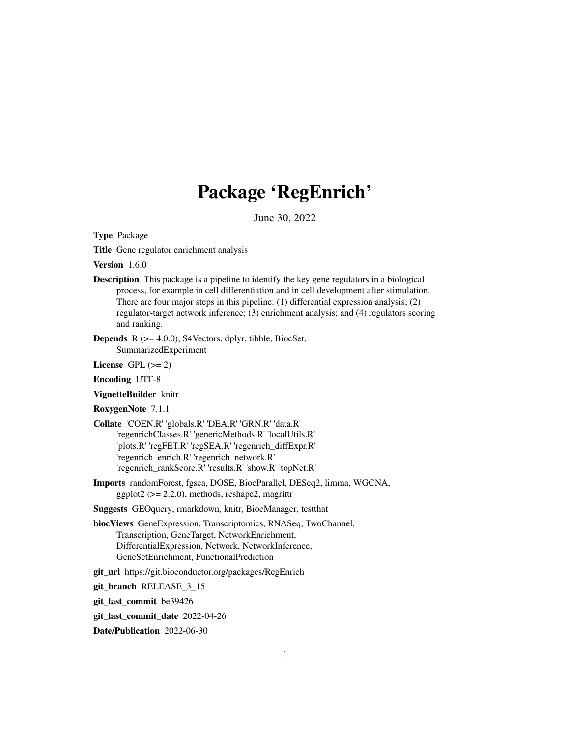# Package 'RegEnrich'

June 30, 2022

**Type** Package

**Title** Gene regulator enrichment analysis

**Version** 1.6.0

**Description** This package is a pipeline to identify the key gene regulators in a biological process, for example in cell differentiation and in cell development after stimulation. There are four major steps in this pipeline: (1) differential expression analysis; (2) regulator-target network inference; (3) enrichment analysis; and (4) regulators scoring and ranking.

**Depends** R (>= 4.0.0), S4Vectors, dplyr, tibble, BiocSet, SummarizedExperiment

**License** GPL (>= 2)

**Encoding** UTF-8

**VignetteBuilder** knitr

**RoxygenNote** 7.1.1

**Collate** 'COEN.R' 'globals.R' 'DEA.R' 'GRN.R' 'data.R' 'regenrichClasses.R' 'genericMethods.R' 'localUtils.R' 'plots.R' 'regFET.R' 'regSEA.R' 'regenrich_diffExpr.R' 'regenrich_enrich.R' 'regenrich_network.R' 'regenrich_rankScore.R' 'results.R' 'show.R' 'topNet.R'

**Imports** randomForest, fgsea, DOSE, BiocParallel, DESeq2, limma, WGCNA, ggplot2 (>= 2.2.0), methods, reshape2, magrittr

**Suggests** GEOquery, rmarkdown, knitr, BiocManager, testthat

**biocViews** GeneExpression, Transcriptomics, RNASeq, TwoChannel, Transcription, GeneTarget, NetworkEnrichment, DifferentialExpression, Network, NetworkInference, GeneSetEnrichment, FunctionalPrediction

**git_url** https://git.bioconductor.org/packages/RegEnrich

**git_branch** RELEASE_3_15

**git_last_commit** be39426

**git_last_commit_date** 2022-04-26

**Date/Publication** 2022-06-30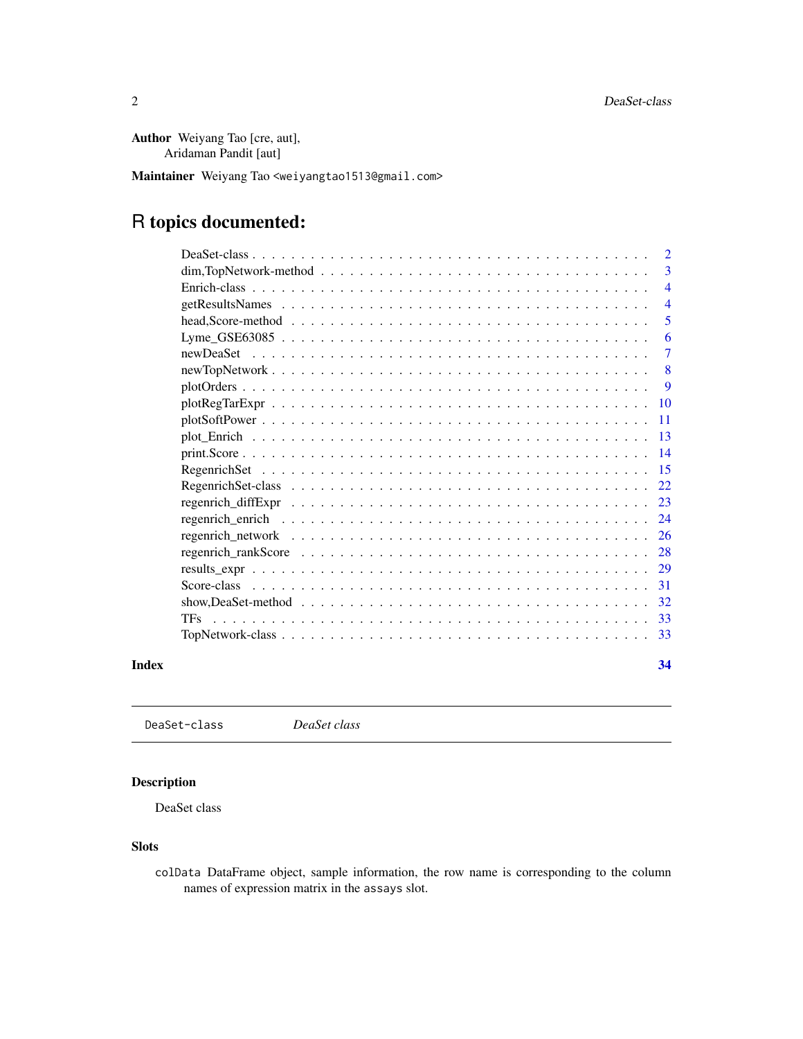**Author** Weiyang Tao [cre, aut],
Aridaman Pandit [aut]

**Maintainer** Weiyang Tao <weiyangtao1513@gmail.com>

# R topics documented:

- DeaSet-class . . . . . . . . . . . . . . . . . . . . . . . . . . . . . . . . . . 2
- dim,TopNetwork-method . . . . . . . . . . . . . . . . . . . . . . . . . . . . 3
- Enrich-class . . . . . . . . . . . . . . . . . . . . . . . . . . . . . . . . . . 4
- getResultsNames . . . . . . . . . . . . . . . . . . . . . . . . . . . . . . . 4
- head,Score-method . . . . . . . . . . . . . . . . . . . . . . . . . . . . . . 5
- Lyme_GSE63085 . . . . . . . . . . . . . . . . . . . . . . . . . . . . . . . 6
- newDeaSet . . . . . . . . . . . . . . . . . . . . . . . . . . . . . . . . . . 7
- newTopNetwork . . . . . . . . . . . . . . . . . . . . . . . . . . . . . . . 8
- plotOrders . . . . . . . . . . . . . . . . . . . . . . . . . . . . . . . . . . 9
- plotRegTarExpr . . . . . . . . . . . . . . . . . . . . . . . . . . . . . . . 10
- plotSoftPower . . . . . . . . . . . . . . . . . . . . . . . . . . . . . . . . 11
- plot_Enrich . . . . . . . . . . . . . . . . . . . . . . . . . . . . . . . . . 13
- print.Score . . . . . . . . . . . . . . . . . . . . . . . . . . . . . . . . . 14
- RegenrichSet . . . . . . . . . . . . . . . . . . . . . . . . . . . . . . . . 15
- RegenrichSet-class . . . . . . . . . . . . . . . . . . . . . . . . . . . . . 22
- regenrich_diffExpr . . . . . . . . . . . . . . . . . . . . . . . . . . . . . 23
- regenrich_enrich . . . . . . . . . . . . . . . . . . . . . . . . . . . . . . 24
- regenrich_network . . . . . . . . . . . . . . . . . . . . . . . . . . . . . 26
- regenrich_rankScore . . . . . . . . . . . . . . . . . . . . . . . . . . . . 28
- results_expr . . . . . . . . . . . . . . . . . . . . . . . . . . . . . . . . 29
- Score-class . . . . . . . . . . . . . . . . . . . . . . . . . . . . . . . . . 31
- show,DeaSet-method . . . . . . . . . . . . . . . . . . . . . . . . . . . . 32
- TFs . . . . . . . . . . . . . . . . . . . . . . . . . . . . . . . . . . . . . 33
- TopNetwork-class . . . . . . . . . . . . . . . . . . . . . . . . . . . . . . 33

**Index** 34

---

`DeaSet-class` *DeaSet class*

---

### Description

DeaSet class

### Slots

`colData` DataFrame object, sample information, the row name is corresponding to the column names of expression matrix in the `assays` slot.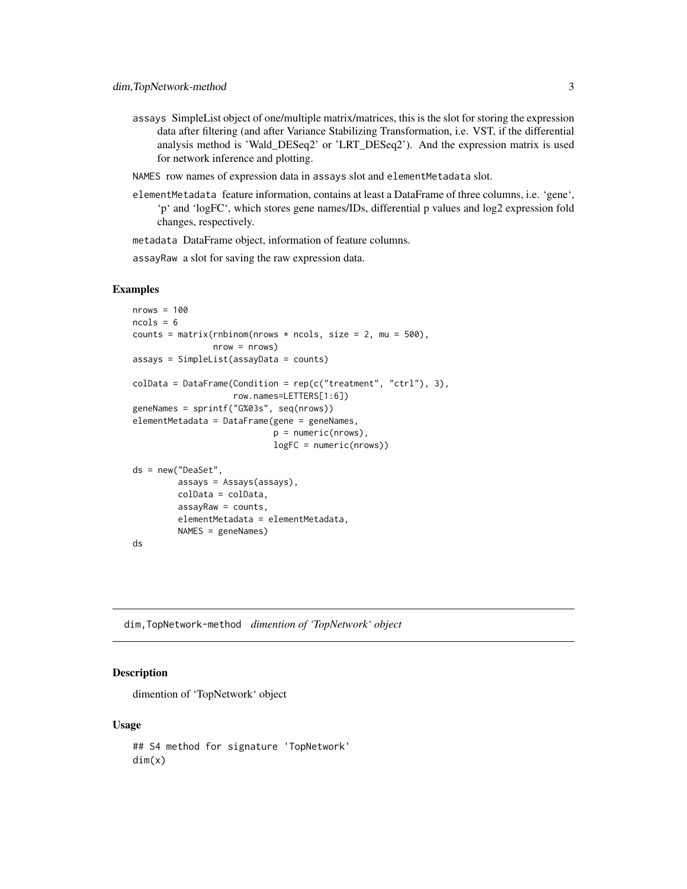assays SimpleList object of one/multiple matrix/matrices, this is the slot for storing the expression data after filtering (and after Variance Stabilizing Transformation, i.e. VST, if the differential analysis method is 'Wald_DESeq2' or 'LRT_DESeq2'). And the expression matrix is used for network inference and plotting.

NAMES row names of expression data in assays slot and elementMetadata slot.

elementMetadata feature information, contains at least a DataFrame of three columns, i.e. 'gene', 'p' and 'logFC', which stores gene names/IDs, differential p values and log2 expression fold changes, respectively.

metadata DataFrame object, information of feature columns.

assayRaw a slot for saving the raw expression data.

### Examples

```
nrows = 100
ncols = 6
counts = matrix(rnbinom(nrows * ncols, size = 2, mu = 500),
                nrow = nrows)
assays = SimpleList(assayData = counts)

colData = DataFrame(Condition = rep(c("treatment", "ctrl"), 3),
                    row.names=LETTERS[1:6])
geneNames = sprintf("G%03s", seq(nrows))
elementMetadata = DataFrame(gene = geneNames,
                            p = numeric(nrows),
                            logFC = numeric(nrows))

ds = new("DeaSet",
         assays = Assays(assays),
         colData = colData,
         assayRaw = counts,
         elementMetadata = elementMetadata,
         NAMES = geneNames)
ds
```

## dim,TopNetwork-method *dimention of 'TopNetwork' object*

### Description

dimention of 'TopNetwork' object

### Usage

```
## S4 method for signature 'TopNetwork'
dim(x)
```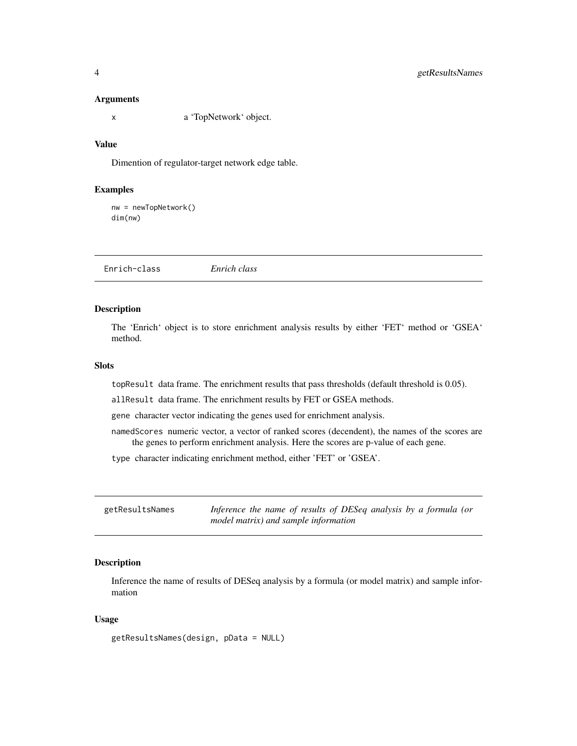### Arguments

x a 'TopNetwork' object.

### Value

Dimention of regulator-target network edge table.

### Examples

```
nw = newTopNetwork()
dim(nw)
```

---

## Enrich-class *Enrich class*

---

### Description

The 'Enrich' object is to store enrichment analysis results by either 'FET' method or 'GSEA' method.

### Slots

topResult data frame. The enrichment results that pass thresholds (default threshold is 0.05).

allResult data frame. The enrichment results by FET or GSEA methods.

gene character vector indicating the genes used for enrichment analysis.

namedScores numeric vector, a vector of ranked scores (decendent), the names of the scores are the genes to perform enrichment analysis. Here the scores are p-value of each gene.

type character indicating enrichment method, either 'FET' or 'GSEA'.

---

## getResultsNames *Inference the name of results of DESeq analysis by a formula (or model matrix) and sample information*

---

### Description

Inference the name of results of DESeq analysis by a formula (or model matrix) and sample information

### Usage

```
getResultsNames(design, pData = NULL)
```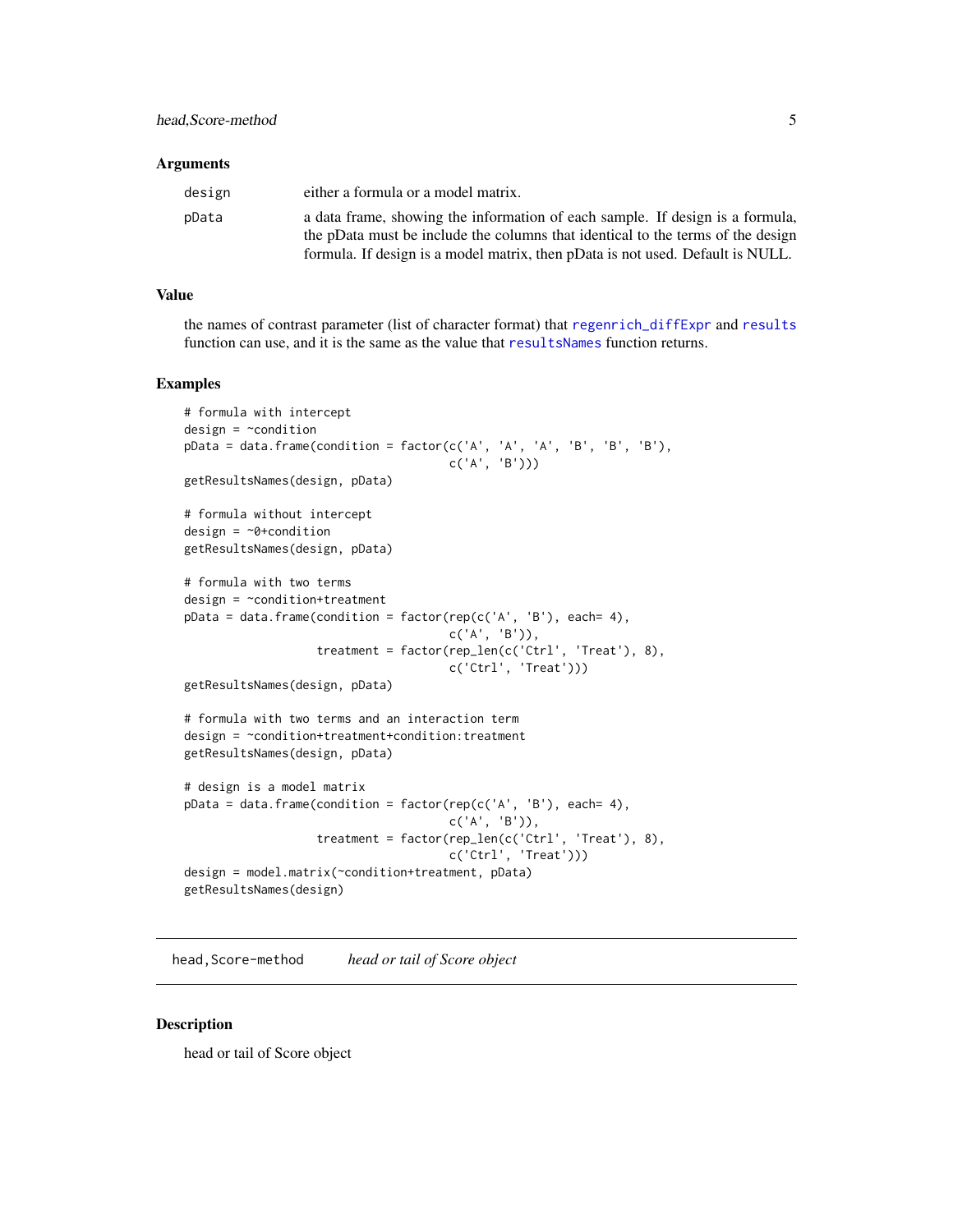### Arguments

| | |
|---|---|
| `design` | either a formula or a model matrix. |
| `pData` | a data frame, showing the information of each sample. If design is a formula, the pData must be include the columns that identical to the terms of the design formula. If design is a model matrix, then pData is not used. Default is NULL. |

### Value

the names of contrast parameter (list of character format) that regenrich_diffExpr and results function can use, and it is the same as the value that resultsNames function returns.

### Examples

```
# formula with intercept
design = ~condition
pData = data.frame(condition = factor(c('A', 'A', 'A', 'B', 'B', 'B'),
                                      c('A', 'B')))
getResultsNames(design, pData)

# formula without intercept
design = ~0+condition
getResultsNames(design, pData)

# formula with two terms
design = ~condition+treatment
pData = data.frame(condition = factor(rep(c('A', 'B'), each= 4),
                                      c('A', 'B')),
                   treatment = factor(rep_len(c('Ctrl', 'Treat'), 8),
                                      c('Ctrl', 'Treat')))
getResultsNames(design, pData)

# formula with two terms and an interaction term
design = ~condition+treatment+condition:treatment
getResultsNames(design, pData)

# design is a model matrix
pData = data.frame(condition = factor(rep(c('A', 'B'), each= 4),
                                      c('A', 'B')),
                   treatment = factor(rep_len(c('Ctrl', 'Treat'), 8),
                                      c('Ctrl', 'Treat')))
design = model.matrix(~condition+treatment, pData)
getResultsNames(design)
```

---

## `head,Score-method` *head or tail of Score object*

---

### Description

head or tail of Score object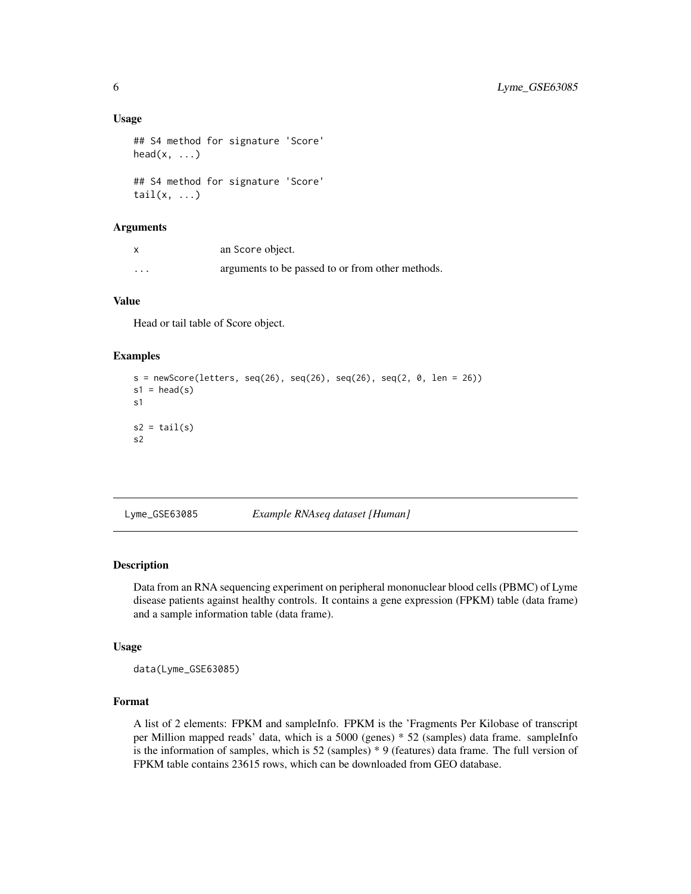### Usage

```
## S4 method for signature 'Score'
head(x, ...)

## S4 method for signature 'Score'
tail(x, ...)
```

### Arguments

| | |
|---|---|
| x | an Score object. |
| ... | arguments to be passed to or from other methods. |

### Value

Head or tail table of Score object.

### Examples

```
s = newScore(letters, seq(26), seq(26), seq(26), seq(2, 0, len = 26))
s1 = head(s)
s1

s2 = tail(s)
s2
```

---

## Lyme_GSE63085 *Example RNAseq dataset [Human]*

---

### Description

Data from an RNA sequencing experiment on peripheral mononuclear blood cells (PBMC) of Lyme disease patients against healthy controls. It contains a gene expression (FPKM) table (data frame) and a sample information table (data frame).

### Usage

```
data(Lyme_GSE63085)
```

### Format

A list of 2 elements: FPKM and sampleInfo. FPKM is the 'Fragments Per Kilobase of transcript per Million mapped reads' data, which is a 5000 (genes) * 52 (samples) data frame. sampleInfo is the information of samples, which is 52 (samples) * 9 (features) data frame. The full version of FPKM table contains 23615 rows, which can be downloaded from GEO database.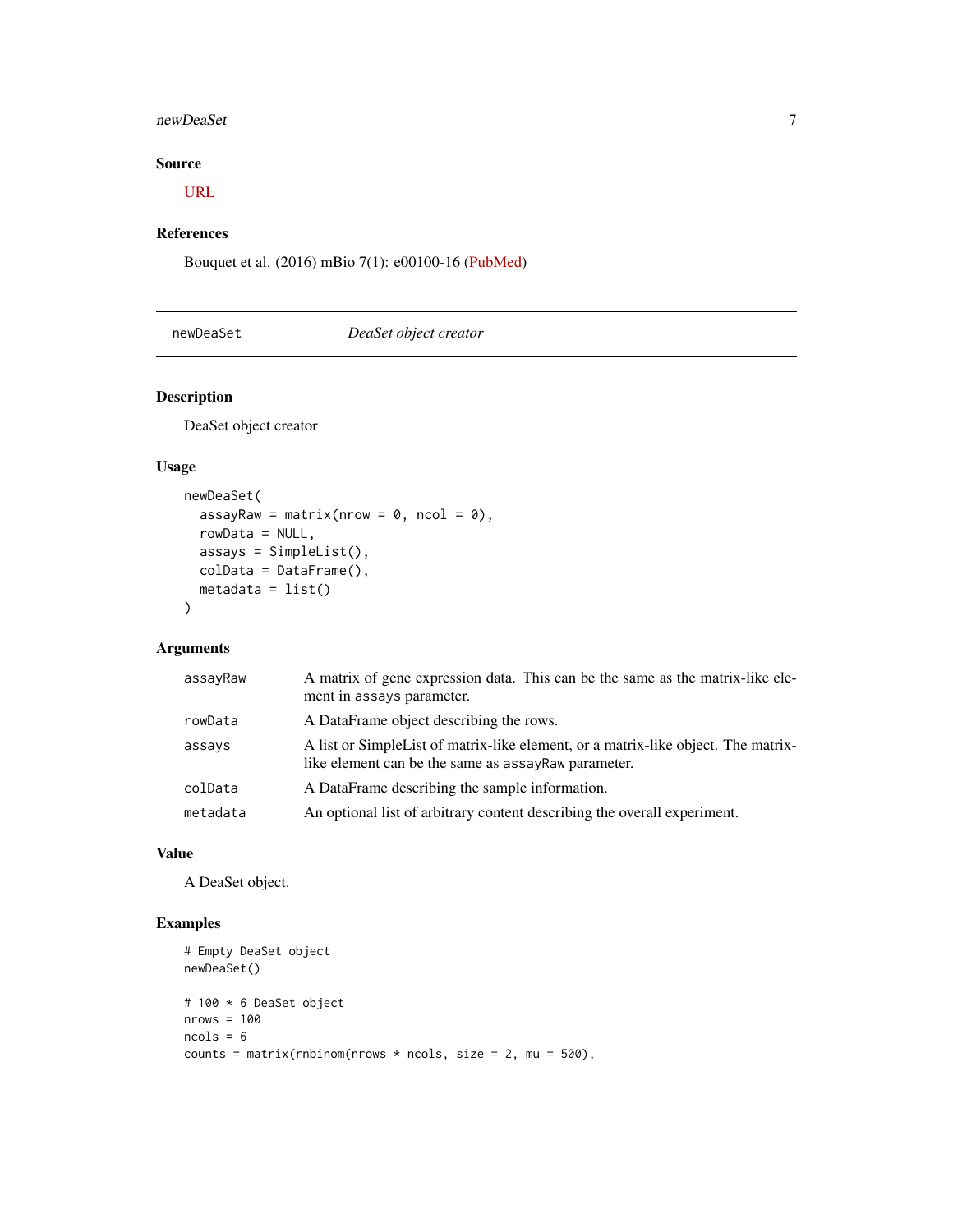### Source

URL

### References

Bouquet et al. (2016) mBio 7(1): e00100-16 (PubMed)

---

## newDeaSet *DeaSet object creator*

---

### Description

DeaSet object creator

### Usage

```
newDeaSet(
  assayRaw = matrix(nrow = 0, ncol = 0),
  rowData = NULL,
  assays = SimpleList(),
  colData = DataFrame(),
  metadata = list()
)
```

### Arguments

| | |
|---|---|
| `assayRaw` | A matrix of gene expression data. This can be the same as the matrix-like element in assays parameter. |
| `rowData` | A DataFrame object describing the rows. |
| `assays` | A list or SimpleList of matrix-like element, or a matrix-like object. The matrix-like element can be the same as assayRaw parameter. |
| `colData` | A DataFrame describing the sample information. |
| `metadata` | An optional list of arbitrary content describing the overall experiment. |

### Value

A DeaSet object.

### Examples

```
# Empty DeaSet object
newDeaSet()

# 100 * 6 DeaSet object
nrows = 100
ncols = 6
counts = matrix(rnbinom(nrows * ncols, size = 2, mu = 500),
```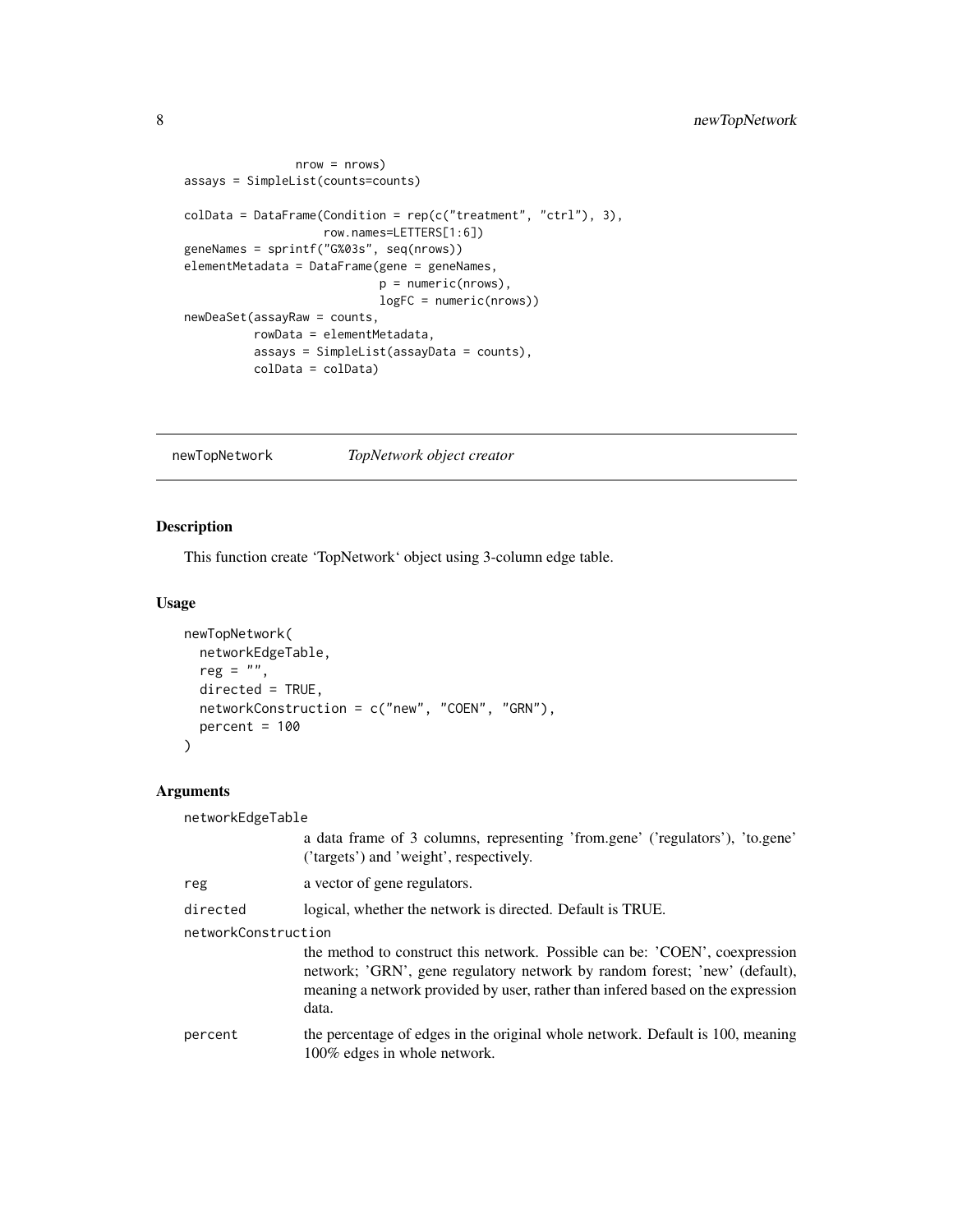```
               nrow = nrows)
assays = SimpleList(counts=counts)

colData = DataFrame(Condition = rep(c("treatment", "ctrl"), 3),
                    row.names=LETTERS[1:6])
geneNames = sprintf("G%03s", seq(nrows))
elementMetadata = DataFrame(gene = geneNames,
                            p = numeric(nrows),
                            logFC = numeric(nrows))
newDeaSet(assayRaw = counts,
          rowData = elementMetadata,
          assays = SimpleList(assayData = counts),
          colData = colData)
```

---

## newTopNetwork *TopNetwork object creator*

---

### Description

This function create 'TopNetwork' object using 3-column edge table.

### Usage

```
newTopNetwork(
  networkEdgeTable,
  reg = "",
  directed = TRUE,
  networkConstruction = c("new", "COEN", "GRN"),
  percent = 100
)
```

### Arguments

| | |
|---|---|
| networkEdgeTable | a data frame of 3 columns, representing 'from.gene' ('regulators'), 'to.gene' ('targets') and 'weight', respectively. |
| reg | a vector of gene regulators. |
| directed | logical, whether the network is directed. Default is TRUE. |
| networkConstruction | the method to construct this network. Possible can be: 'COEN', coexpression network; 'GRN', gene regulatory network by random forest; 'new' (default), meaning a network provided by user, rather than infered based on the expression data. |
| percent | the percentage of edges in the original whole network. Default is 100, meaning 100% edges in whole network. |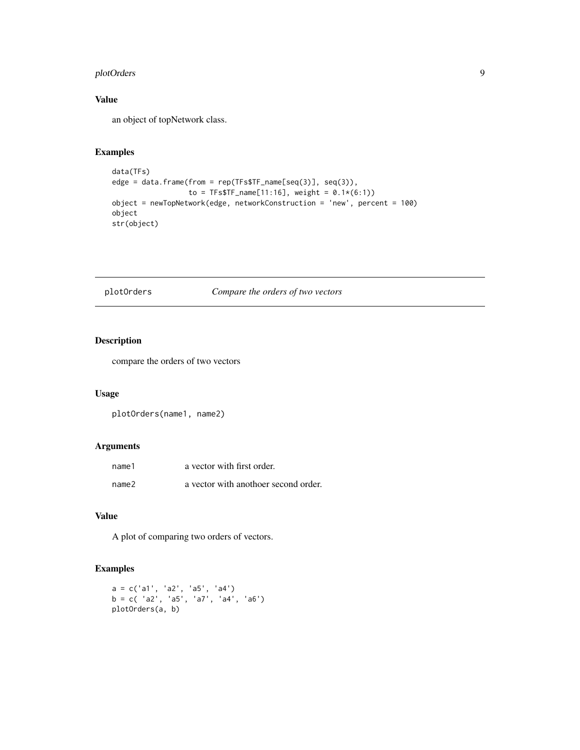## Value

an object of topNetwork class.

## Examples

```
data(TFs)
edge = data.frame(from = rep(TFs$TF_name[seq(3)], seq(3)),
                  to = TFs$TF_name[11:16], weight = 0.1*(6:1))
object = newTopNetwork(edge, networkConstruction = 'new', percent = 100)
object
str(object)
```

---

# plotOrders — *Compare the orders of two vectors*

---

## Description

compare the orders of two vectors

## Usage

```
plotOrders(name1, name2)
```

## Arguments

| | |
|---|---|
| `name1` | a vector with first order. |
| `name2` | a vector with anothoer second order. |

## Value

A plot of comparing two orders of vectors.

## Examples

```
a = c('a1', 'a2', 'a5', 'a4')
b = c( 'a2', 'a5', 'a7', 'a4', 'a6')
plotOrders(a, b)
```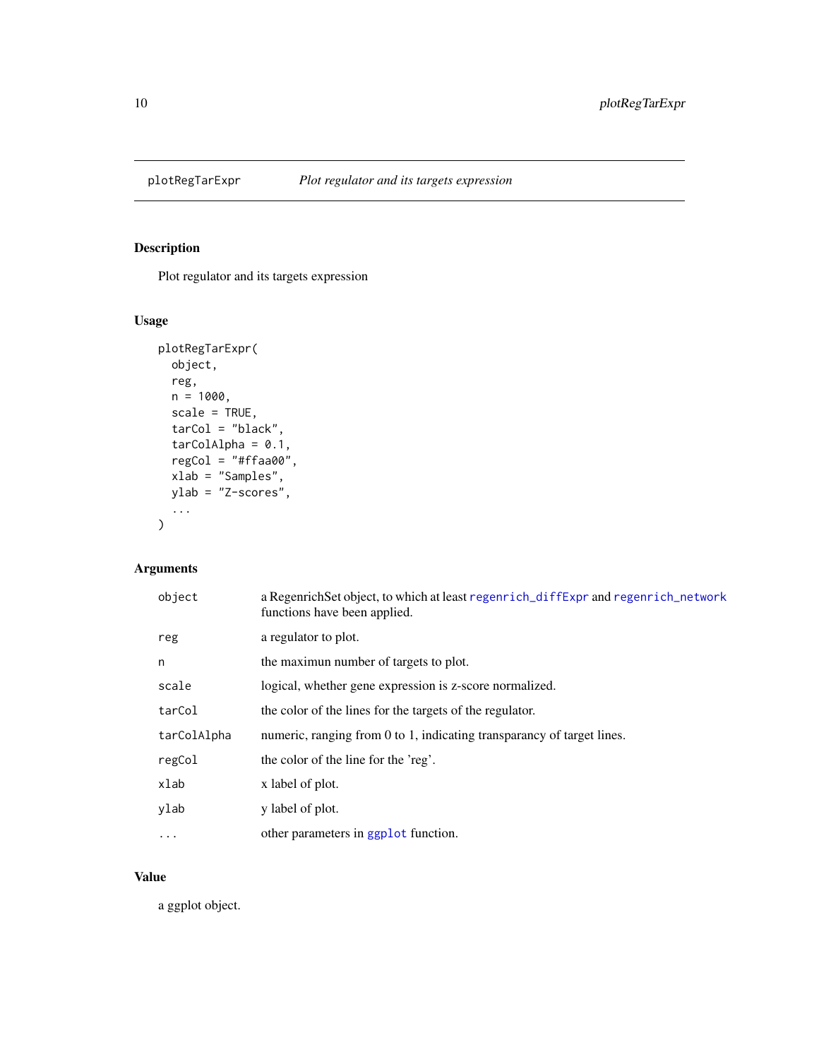# plotRegTarExpr — *Plot regulator and its targets expression*

## Description

Plot regulator and its targets expression

## Usage

```
plotRegTarExpr(
  object,
  reg,
  n = 1000,
  scale = TRUE,
  tarCol = "black",
  tarColAlpha = 0.1,
  regCol = "#ffaa00",
  xlab = "Samples",
  ylab = "Z-scores",
  ...
)
```

## Arguments

| | |
|---|---|
| object | a RegenrichSet object, to which at least regenrich_diffExpr and regenrich_network functions have been applied. |
| reg | a regulator to plot. |
| n | the maximun number of targets to plot. |
| scale | logical, whether gene expression is z-score normalized. |
| tarCol | the color of the lines for the targets of the regulator. |
| tarColAlpha | numeric, ranging from 0 to 1, indicating transparancy of target lines. |
| regCol | the color of the line for the 'reg'. |
| xlab | x label of plot. |
| ylab | y label of plot. |
| ... | other parameters in ggplot function. |

## Value

a ggplot object.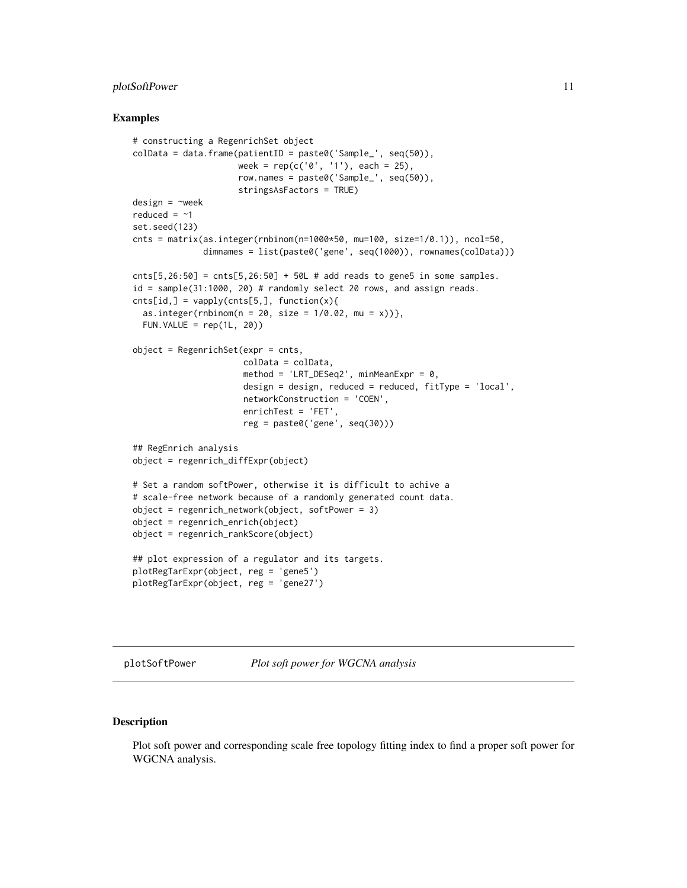## Examples

```
# constructing a RegenrichSet object
colData = data.frame(patientID = paste0('Sample_', seq(50)),
                     week = rep(c('0', '1'), each = 25),
                     row.names = paste0('Sample_', seq(50)),
                     stringsAsFactors = TRUE)
design = ~week
reduced = ~1
set.seed(123)
cnts = matrix(as.integer(rnbinom(n=1000*50, mu=100, size=1/0.1)), ncol=50,
              dimnames = list(paste0('gene', seq(1000)), rownames(colData)))

cnts[5,26:50] = cnts[5,26:50] + 50L # add reads to gene5 in some samples.
id = sample(31:1000, 20) # randomly select 20 rows, and assign reads.
cnts[id,] = vapply(cnts[5,], function(x){
  as.integer(rnbinom(n = 20, size = 1/0.02, mu = x))},
  FUN.VALUE = rep(1L, 20))

object = RegenrichSet(expr = cnts,
                      colData = colData,
                      method = 'LRT_DESeq2', minMeanExpr = 0,
                      design = design, reduced = reduced, fitType = 'local',
                      networkConstruction = 'COEN',
                      enrichTest = 'FET',
                      reg = paste0('gene', seq(30)))

## RegEnrich analysis
object = regenrich_diffExpr(object)

# Set a random softPower, otherwise it is difficult to achive a
# scale-free network because of a randomly generated count data.
object = regenrich_network(object, softPower = 3)
object = regenrich_enrich(object)
object = regenrich_rankScore(object)

## plot expression of a regulator and its targets.
plotRegTarExpr(object, reg = 'gene5')
plotRegTarExpr(object, reg = 'gene27')
```

---

## plotSoftPower    *Plot soft power for WGCNA analysis*

---

### Description

Plot soft power and corresponding scale free topology fitting index to find a proper soft power for WGCNA analysis.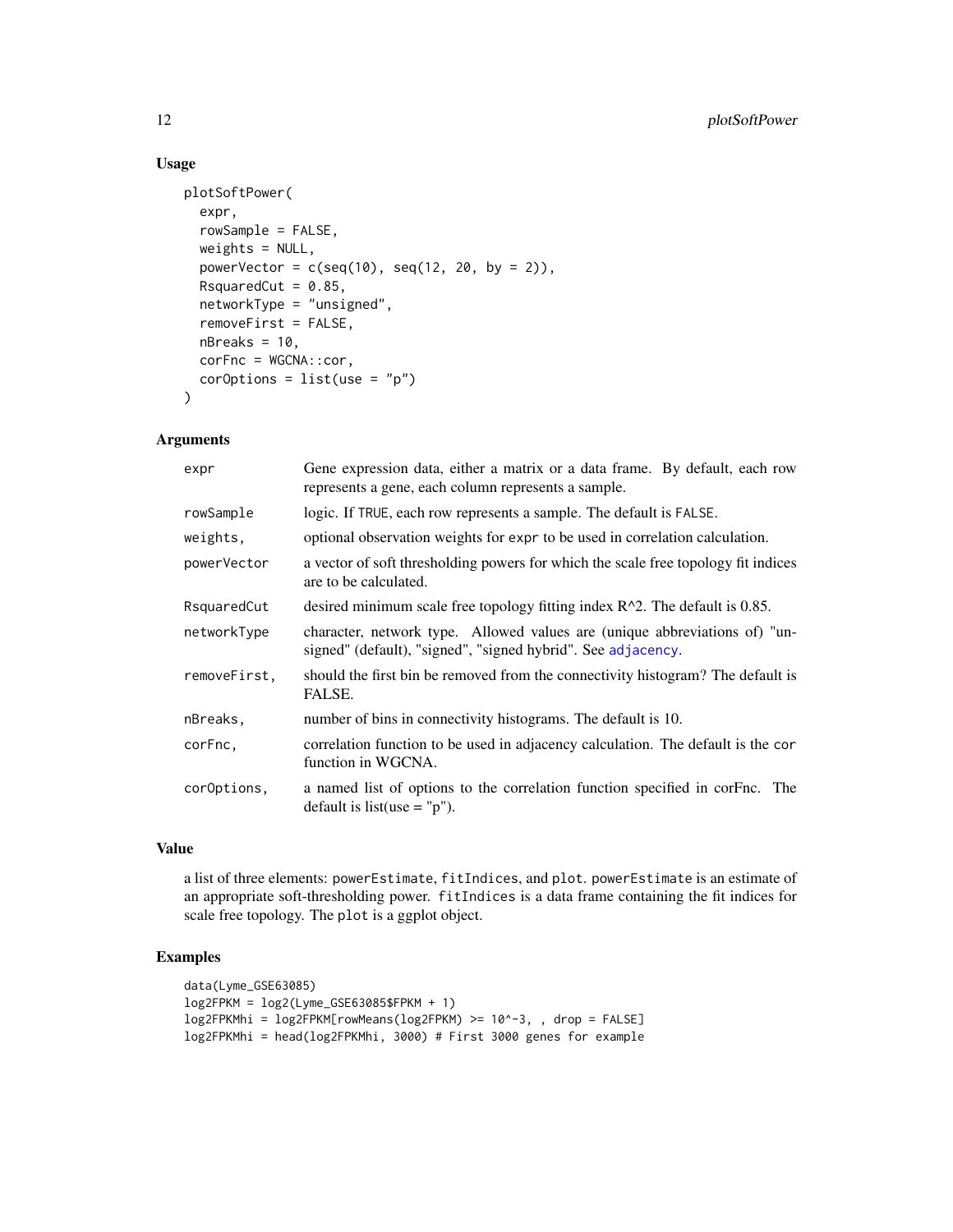## Usage

```
plotSoftPower(
  expr,
  rowSample = FALSE,
  weights = NULL,
  powerVector = c(seq(10), seq(12, 20, by = 2)),
  RsquaredCut = 0.85,
  networkType = "unsigned",
  removeFirst = FALSE,
  nBreaks = 10,
  corFnc = WGCNA::cor,
  corOptions = list(use = "p")
)
```

## Arguments

| | |
|---|---|
| `expr` | Gene expression data, either a matrix or a data frame. By default, each row represents a gene, each column represents a sample. |
| `rowSample` | logic. If `TRUE`, each row represents a sample. The default is `FALSE`. |
| `weights,` | optional observation weights for `expr` to be used in correlation calculation. |
| `powerVector` | a vector of soft thresholding powers for which the scale free topology fit indices are to be calculated. |
| `RsquaredCut` | desired minimum scale free topology fitting index R^2. The default is 0.85. |
| `networkType` | character, network type. Allowed values are (unique abbreviations of) "unsigned" (default), "signed", "signed hybrid". See `adjacency`. |
| `removeFirst,` | should the first bin be removed from the connectivity histogram? The default is FALSE. |
| `nBreaks,` | number of bins in connectivity histograms. The default is 10. |
| `corFnc,` | correlation function to be used in adjacency calculation. The default is the `cor` function in WGCNA. |
| `corOptions,` | a named list of options to the correlation function specified in corFnc. The default is list(use = "p"). |

## Value

a list of three elements: `powerEstimate`, `fitIndices`, and `plot`. `powerEstimate` is an estimate of an appropriate soft-thresholding power. `fitIndices` is a data frame containing the fit indices for scale free topology. The `plot` is a ggplot object.

## Examples

```
data(Lyme_GSE63085)
log2FPKM = log2(Lyme_GSE63085$FPKM + 1)
log2FPKMhi = log2FPKM[rowMeans(log2FPKM) >= 10^-3, , drop = FALSE]
log2FPKMhi = head(log2FPKMhi, 3000) # First 3000 genes for example
```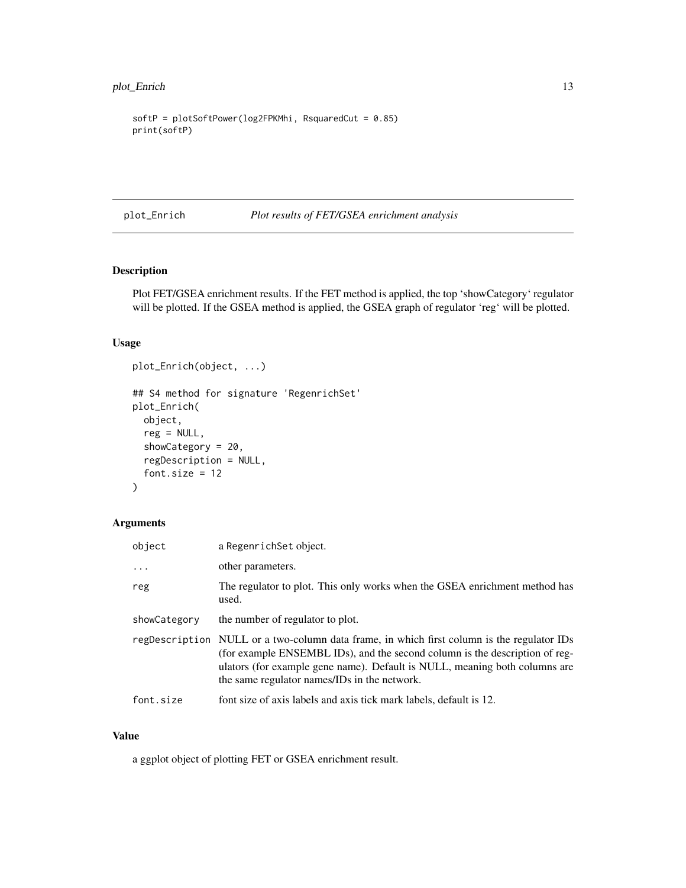```
softP = plotSoftPower(log2FPKMhi, RsquaredCut = 0.85)
print(softP)
```

## plot_Enrich *Plot results of FET/GSEA enrichment analysis*

### Description

Plot FET/GSEA enrichment results. If the FET method is applied, the top 'showCategory' regulator will be plotted. If the GSEA method is applied, the GSEA graph of regulator 'reg' will be plotted.

### Usage

```
plot_Enrich(object, ...)

## S4 method for signature 'RegenrichSet'
plot_Enrich(
  object,
  reg = NULL,
  showCategory = 20,
  regDescription = NULL,
  font.size = 12
)
```

### Arguments

| | |
|---|---|
| `object` | a `RegenrichSet` object. |
| `...` | other parameters. |
| `reg` | The regulator to plot. This only works when the GSEA enrichment method has used. |
| `showCategory` | the number of regulator to plot. |
| `regDescription` | NULL or a two-column data frame, in which first column is the regulator IDs (for example ENSEMBL IDs), and the second column is the description of regulators (for example gene name). Default is NULL, meaning both columns are the same regulator names/IDs in the network. |
| `font.size` | font size of axis labels and axis tick mark labels, default is 12. |

### Value

a ggplot object of plotting FET or GSEA enrichment result.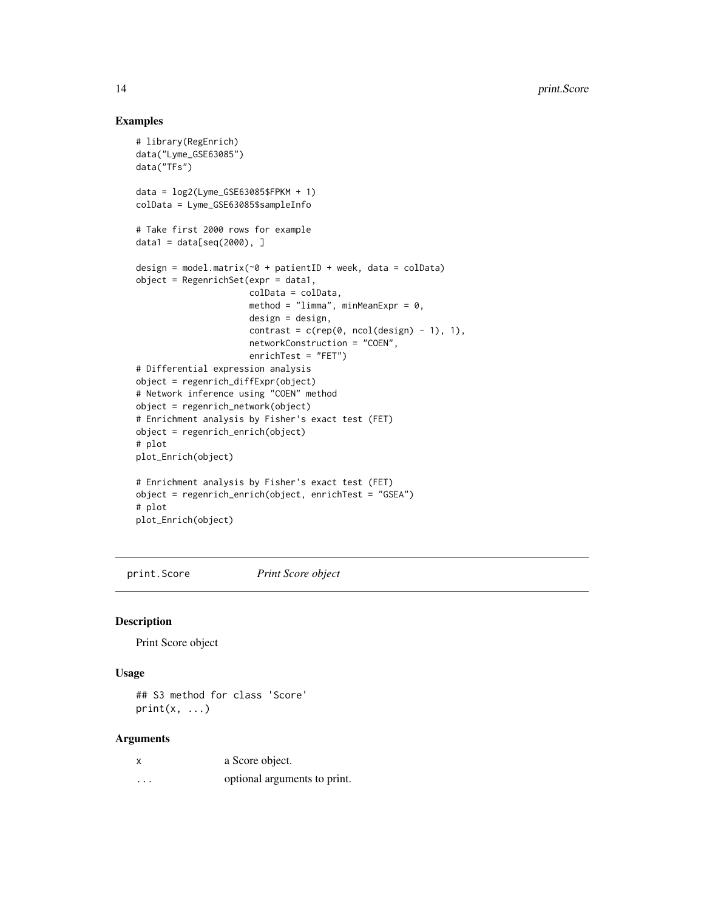## Examples

```
# library(RegEnrich)
data("Lyme_GSE63085")
data("TFs")

data = log2(Lyme_GSE63085$FPKM + 1)
colData = Lyme_GSE63085$sampleInfo

# Take first 2000 rows for example
data1 = data[seq(2000), ]

design = model.matrix(~0 + patientID + week, data = colData)
object = RegenrichSet(expr = data1,
                      colData = colData,
                      method = "limma", minMeanExpr = 0,
                      design = design,
                      contrast = c(rep(0, ncol(design) - 1), 1),
                      networkConstruction = "COEN",
                      enrichTest = "FET")
# Differential expression analysis
object = regenrich_diffExpr(object)
# Network inference using "COEN" method
object = regenrich_network(object)
# Enrichment analysis by Fisher's exact test (FET)
object = regenrich_enrich(object)
# plot
plot_Enrich(object)

# Enrichment analysis by Fisher's exact test (FET)
object = regenrich_enrich(object, enrichTest = "GSEA")
# plot
plot_Enrich(object)
```

---

print.Score    *Print Score object*

---

## Description

Print Score object

## Usage

```
## S3 method for class 'Score'
print(x, ...)
```

## Arguments

| | |
|---|---|
| x | a Score object. |
| ... | optional arguments to print. |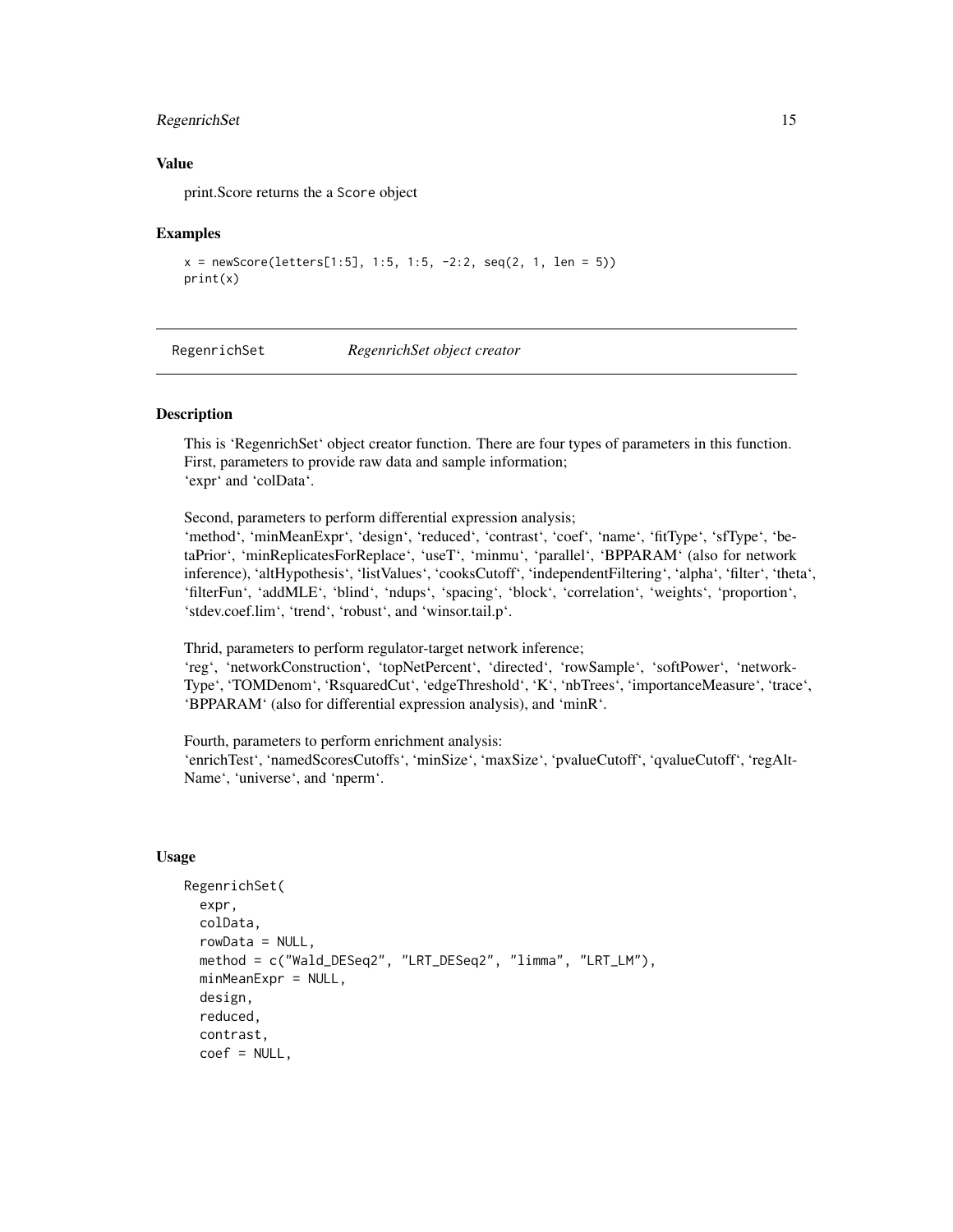## Value

print.Score returns the a `Score` object

## Examples

```
x = newScore(letters[1:5], 1:5, 1:5, -2:2, seq(2, 1, len = 5))
print(x)
```

---

# RegenrichSet *RegenrichSet object creator*

## Description

This is 'RegenrichSet' object creator function. There are four types of parameters in this function. First, parameters to provide raw data and sample information;
'expr' and 'colData'.

Second, parameters to perform differential expression analysis;
'method', 'minMeanExpr', 'design', 'reduced', 'contrast', 'coef', 'name', 'fitType', 'sfType', 'betaPrior', 'minReplicatesForReplace', 'useT', 'minmu', 'parallel', 'BPPARAM' (also for network inference), 'altHypothesis', 'listValues', 'cooksCutoff', 'independentFiltering', 'alpha', 'filter', 'theta', 'filterFun', 'addMLE', 'blind', 'ndups', 'spacing', 'block', 'correlation', 'weights', 'proportion', 'stdev.coef.lim', 'trend', 'robust', and 'winsor.tail.p'.

Thrid, parameters to perform regulator-target network inference;
'reg', 'networkConstruction', 'topNetPercent', 'directed', 'rowSample', 'softPower', 'networkType', 'TOMDenom', 'RsquaredCut', 'edgeThreshold', 'K', 'nbTrees', 'importanceMeasure', 'trace', 'BPPARAM' (also for differential expression analysis), and 'minR'.

Fourth, parameters to perform enrichment analysis:
'enrichTest', 'namedScoresCutoffs', 'minSize', 'maxSize', 'pvalueCutoff', 'qvalueCutoff', 'regAltName', 'universe', and 'nperm'.

## Usage

```
RegenrichSet(
  expr,
  colData,
  rowData = NULL,
  method = c("Wald_DESeq2", "LRT_DESeq2", "limma", "LRT_LM"),
  minMeanExpr = NULL,
  design,
  reduced,
  contrast,
  coef = NULL,
```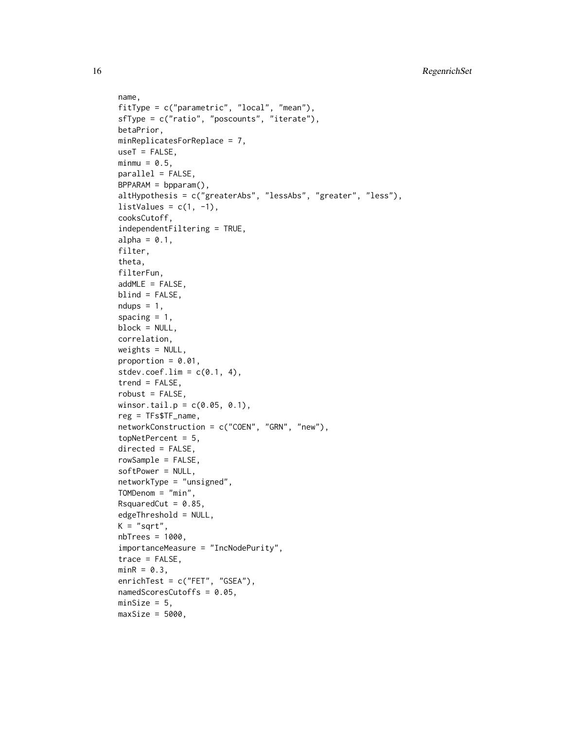```
name,
fitType = c("parametric", "local", "mean"),
sfType = c("ratio", "poscounts", "iterate"),
betaPrior,
minReplicatesForReplace = 7,
useT = FALSE,
minmu = 0.5,
parallel = FALSE,
BPPARAM = bpparam(),
altHypothesis = c("greaterAbs", "lessAbs", "greater", "less"),
listValues = c(1, -1),
cooksCutoff,
independentFiltering = TRUE,
alpha = 0.1,
filter,
theta,
filterFun,
addMLE = FALSE,
blind = FALSE,
ndups = 1,
spacing = 1,
block = NULL,
correlation,
weights = NULL,
proportion = 0.01,
stdev.coef.lim = c(0.1, 4),
trend = FALSE,
robust = FALSE,
winsor.tail.p = c(0.05, 0.1),
reg = TFs$TF_name,
networkConstruction = c("COEN", "GRN", "new"),
topNetPercent = 5,
directed = FALSE,
rowSample = FALSE,
softPower = NULL,
networkType = "unsigned",
TOMDenom = "min",
RsquaredCut = 0.85,
edgeThreshold = NULL,
K = "sqrt",
nbTrees = 1000,
importanceMeasure = "IncNodePurity",
trace = FALSE,
minR = 0.3,
enrichTest = c("FET", "GSEA"),
namedScoresCutoffs = 0.05,
minSize = 5,
maxSize = 5000,
```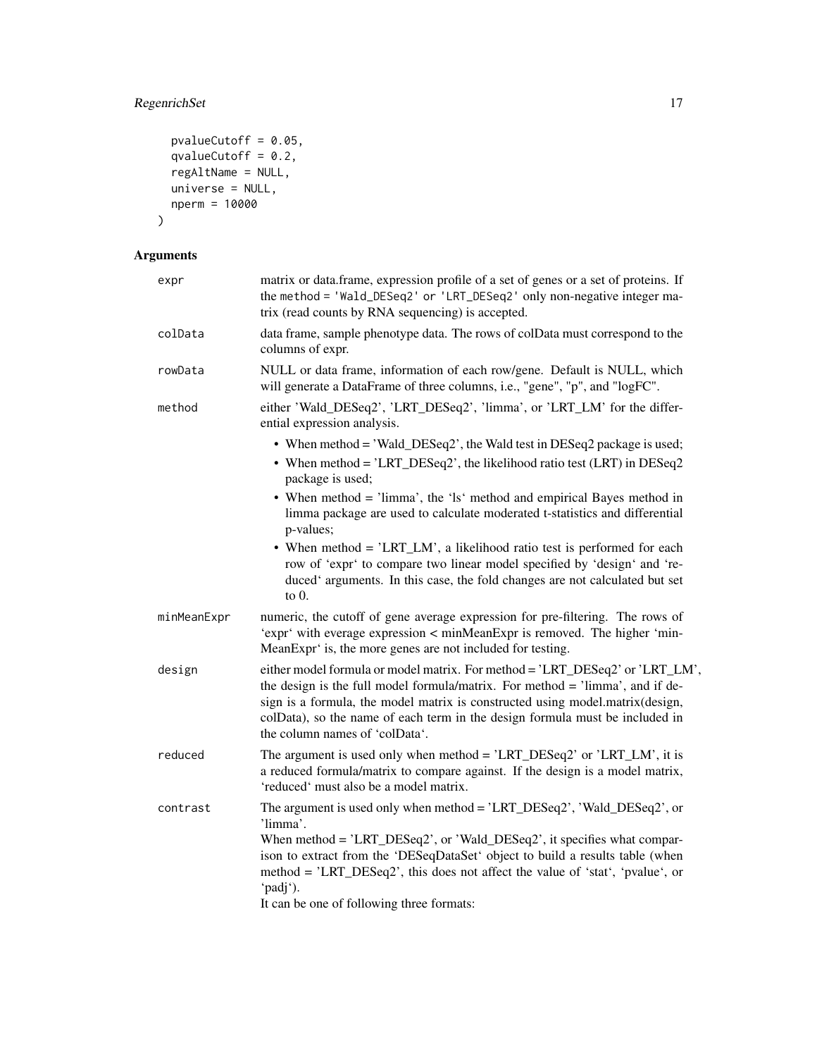```
  pvalueCutoff = 0.05,
  qvalueCutoff = 0.2,
  regAltName = NULL,
  universe = NULL,
  nperm = 10000
)
```

## Arguments

`expr` matrix or data.frame, expression profile of a set of genes or a set of proteins. If the method = 'Wald_DESeq2' or 'LRT_DESeq2' only non-negative integer matrix (read counts by RNA sequencing) is accepted.

`colData` data frame, sample phenotype data. The rows of colData must correspond to the columns of expr.

`rowData` NULL or data frame, information of each row/gene. Default is NULL, which will generate a DataFrame of three columns, i.e., "gene", "p", and "logFC".

`method` either 'Wald_DESeq2', 'LRT_DESeq2', 'limma', or 'LRT_LM' for the differential expression analysis.

- When method = 'Wald_DESeq2', the Wald test in DESeq2 package is used;
- When method = 'LRT_DESeq2', the likelihood ratio test (LRT) in DESeq2 package is used;
- When method = 'limma', the 'ls' method and empirical Bayes method in limma package are used to calculate moderated t-statistics and differential p-values;
- When method = 'LRT_LM', a likelihood ratio test is performed for each row of 'expr' to compare two linear model specified by 'design' and 'reduced' arguments. In this case, the fold changes are not calculated but set to 0.

`minMeanExpr` numeric, the cutoff of gene average expression for pre-filtering. The rows of 'expr' with everage expression < minMeanExpr is removed. The higher 'minMeanExpr' is, the more genes are not included for testing.

`design` either model formula or model matrix. For method = 'LRT_DESeq2' or 'LRT_LM', the design is the full model formula/matrix. For method = 'limma', and if design is a formula, the model matrix is constructed using model.matrix(design, colData), so the name of each term in the design formula must be included in the column names of 'colData'.

`reduced` The argument is used only when method = 'LRT_DESeq2' or 'LRT_LM', it is a reduced formula/matrix to compare against. If the design is a model matrix, 'reduced' must also be a model matrix.

`contrast` The argument is used only when method = 'LRT_DESeq2', 'Wald_DESeq2', or 'limma'.
When method = 'LRT_DESeq2', or 'Wald_DESeq2', it specifies what comparison to extract from the 'DESeqDataSet' object to build a results table (when method = 'LRT_DESeq2', this does not affect the value of 'stat', 'pvalue', or 'padj').
It can be one of following three formats: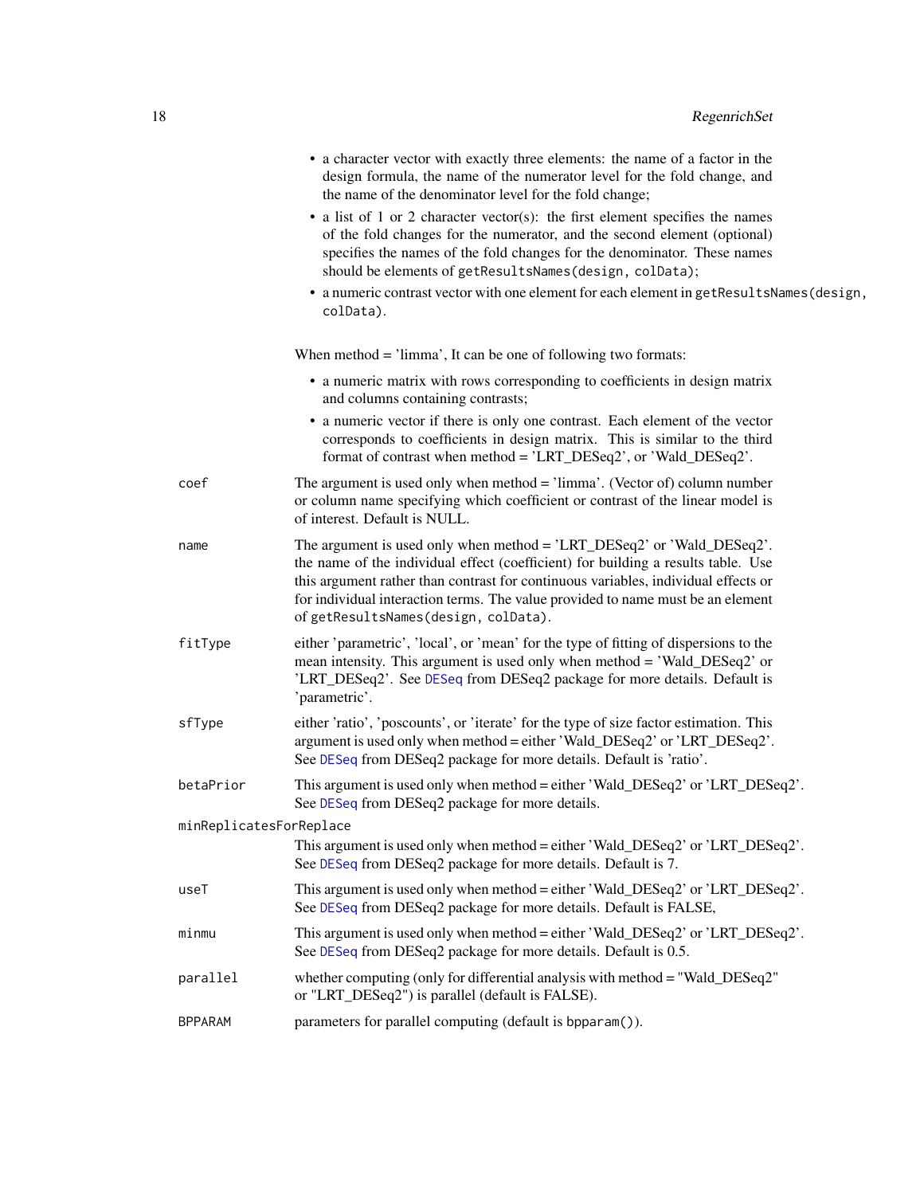- a character vector with exactly three elements: the name of a factor in the design formula, the name of the numerator level for the fold change, and the name of the denominator level for the fold change;
- a list of 1 or 2 character vector(s): the first element specifies the names of the fold changes for the numerator, and the second element (optional) specifies the names of the fold changes for the denominator. These names should be elements of `getResultsNames(design, colData)`;
- a numeric contrast vector with one element for each element in `getResultsNames(design, colData)`.

When method = 'limma', It can be one of following two formats:

- a numeric matrix with rows corresponding to coefficients in design matrix and columns containing contrasts;
- a numeric vector if there is only one contrast. Each element of the vector corresponds to coefficients in design matrix. This is similar to the third format of contrast when method = 'LRT_DESeq2', or 'Wald_DESeq2'.

`coef`
: The argument is used only when method = 'limma'. (Vector of) column number or column name specifying which coefficient or contrast of the linear model is of interest. Default is NULL.

`name`
: The argument is used only when method = 'LRT_DESeq2' or 'Wald_DESeq2'. the name of the individual effect (coefficient) for building a results table. Use this argument rather than contrast for continuous variables, individual effects or for individual interaction terms. The value provided to name must be an element of `getResultsNames(design, colData)`.

`fitType`
: either 'parametric', 'local', or 'mean' for the type of fitting of dispersions to the mean intensity. This argument is used only when method = 'Wald_DESeq2' or 'LRT_DESeq2'. See `DESeq` from DESeq2 package for more details. Default is 'parametric'.

`sfType`
: either 'ratio', 'poscounts', or 'iterate' for the type of size factor estimation. This argument is used only when method = either 'Wald_DESeq2' or 'LRT_DESeq2'. See `DESeq` from DESeq2 package for more details. Default is 'ratio'.

`betaPrior`
: This argument is used only when method = either 'Wald_DESeq2' or 'LRT_DESeq2'. See `DESeq` from DESeq2 package for more details.

`minReplicatesForReplace`
: This argument is used only when method = either 'Wald_DESeq2' or 'LRT_DESeq2'. See `DESeq` from DESeq2 package for more details. Default is 7.

`useT`
: This argument is used only when method = either 'Wald_DESeq2' or 'LRT_DESeq2'. See `DESeq` from DESeq2 package for more details. Default is FALSE,

`minmu`
: This argument is used only when method = either 'Wald_DESeq2' or 'LRT_DESeq2'. See `DESeq` from DESeq2 package for more details. Default is 0.5.

`parallel`
: whether computing (only for differential analysis with method = "Wald_DESeq2" or "LRT_DESeq2") is parallel (default is FALSE).

`BPPARAM`
: parameters for parallel computing (default is `bpparam()`).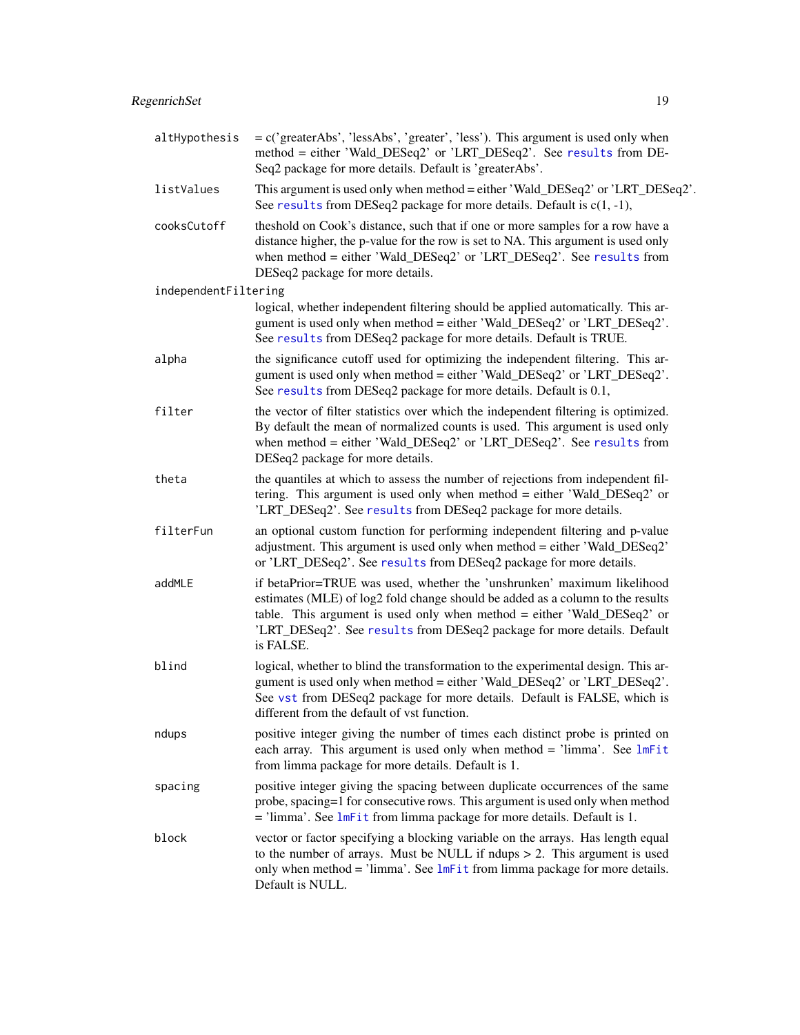**altHypothesis** = c('greaterAbs', 'lessAbs', 'greater', 'less'). This argument is used only when method = either 'Wald_DESeq2' or 'LRT_DESeq2'. See `results` from DESeq2 package for more details. Default is 'greaterAbs'.

**listValues** This argument is used only when method = either 'Wald_DESeq2' or 'LRT_DESeq2'. See `results` from DESeq2 package for more details. Default is c(1, -1),

**cooksCutoff** theshold on Cook's distance, such that if one or more samples for a row have a distance higher, the p-value for the row is set to NA. This argument is used only when method = either 'Wald_DESeq2' or 'LRT_DESeq2'. See `results` from DESeq2 package for more details.

**independentFiltering** logical, whether independent filtering should be applied automatically. This argument is used only when method = either 'Wald_DESeq2' or 'LRT_DESeq2'. See `results` from DESeq2 package for more details. Default is TRUE.

**alpha** the significance cutoff used for optimizing the independent filtering. This argument is used only when method = either 'Wald_DESeq2' or 'LRT_DESeq2'. See `results` from DESeq2 package for more details. Default is 0.1,

**filter** the vector of filter statistics over which the independent filtering is optimized. By default the mean of normalized counts is used. This argument is used only when method = either 'Wald_DESeq2' or 'LRT_DESeq2'. See `results` from DESeq2 package for more details.

**theta** the quantiles at which to assess the number of rejections from independent filtering. This argument is used only when method = either 'Wald_DESeq2' or 'LRT_DESeq2'. See `results` from DESeq2 package for more details.

**filterFun** an optional custom function for performing independent filtering and p-value adjustment. This argument is used only when method = either 'Wald_DESeq2' or 'LRT_DESeq2'. See `results` from DESeq2 package for more details.

**addMLE** if betaPrior=TRUE was used, whether the 'unshrunken' maximum likelihood estimates (MLE) of log2 fold change should be added as a column to the results table. This argument is used only when method = either 'Wald_DESeq2' or 'LRT_DESeq2'. See `results` from DESeq2 package for more details. Default is FALSE.

**blind** logical, whether to blind the transformation to the experimental design. This argument is used only when method = either 'Wald_DESeq2' or 'LRT_DESeq2'. See `vst` from DESeq2 package for more details. Default is FALSE, which is different from the default of vst function.

**ndups** positive integer giving the number of times each distinct probe is printed on each array. This argument is used only when method = 'limma'. See `lmFit` from limma package for more details. Default is 1.

**spacing** positive integer giving the spacing between duplicate occurrences of the same probe, spacing=1 for consecutive rows. This argument is used only when method = 'limma'. See `lmFit` from limma package for more details. Default is 1.

**block** vector or factor specifying a blocking variable on the arrays. Has length equal to the number of arrays. Must be NULL if ndups > 2. This argument is used only when method = 'limma'. See `lmFit` from limma package for more details. Default is NULL.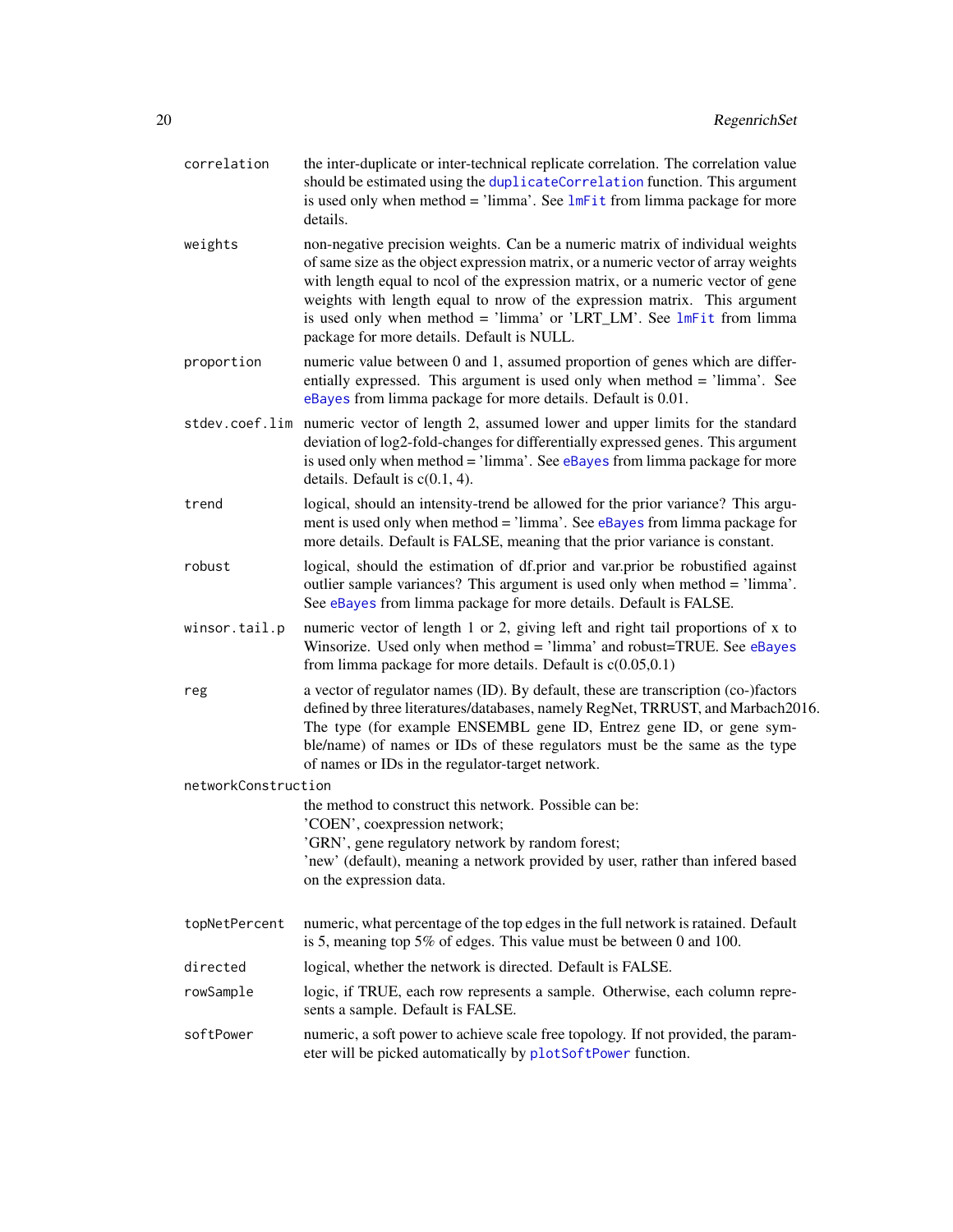| | |
|---|---|
| `correlation` | the inter-duplicate or inter-technical replicate correlation. The correlation value should be estimated using the `duplicateCorrelation` function. This argument is used only when method = 'limma'. See `lmFit` from limma package for more details. |
| `weights` | non-negative precision weights. Can be a numeric matrix of individual weights of same size as the object expression matrix, or a numeric vector of array weights with length equal to ncol of the expression matrix, or a numeric vector of gene weights with length equal to nrow of the expression matrix. This argument is used only when method = 'limma' or 'LRT_LM'. See `lmFit` from limma package for more details. Default is NULL. |
| `proportion` | numeric value between 0 and 1, assumed proportion of genes which are differentially expressed. This argument is used only when method = 'limma'. See `eBayes` from limma package for more details. Default is 0.01. |
| `stdev.coef.lim` | numeric vector of length 2, assumed lower and upper limits for the standard deviation of log2-fold-changes for differentially expressed genes. This argument is used only when method = 'limma'. See `eBayes` from limma package for more details. Default is c(0.1, 4). |
| `trend` | logical, should an intensity-trend be allowed for the prior variance? This argument is used only when method = 'limma'. See `eBayes` from limma package for more details. Default is FALSE, meaning that the prior variance is constant. |
| `robust` | logical, should the estimation of df.prior and var.prior be robustified against outlier sample variances? This argument is used only when method = 'limma'. See `eBayes` from limma package for more details. Default is FALSE. |
| `winsor.tail.p` | numeric vector of length 1 or 2, giving left and right tail proportions of x to Winsorize. Used only when method = 'limma' and robust=TRUE. See `eBayes` from limma package for more details. Default is c(0.05,0.1) |
| `reg` | a vector of regulator names (ID). By default, these are transcription (co-)factors defined by three literatures/databases, namely RegNet, TRRUST, and Marbach2016. The type (for example ENSEMBL gene ID, Entrez gene ID, or gene symble/name) of names or IDs of these regulators must be the same as the type of names or IDs in the regulator-target network. |
| `networkConstruction` | the method to construct this network. Possible can be:<br>'COEN', coexpression network;<br>'GRN', gene regulatory network by random forest;<br>'new' (default), meaning a network provided by user, rather than infered based on the expression data. |
| `topNetPercent` | numeric, what percentage of the top edges in the full network is ratained. Default is 5, meaning top 5% of edges. This value must be between 0 and 100. |
| `directed` | logical, whether the network is directed. Default is FALSE. |
| `rowSample` | logic, if TRUE, each row represents a sample. Otherwise, each column represents a sample. Default is FALSE. |
| `softPower` | numeric, a soft power to achieve scale free topology. If not provided, the parameter will be picked automatically by `plotSoftPower` function. |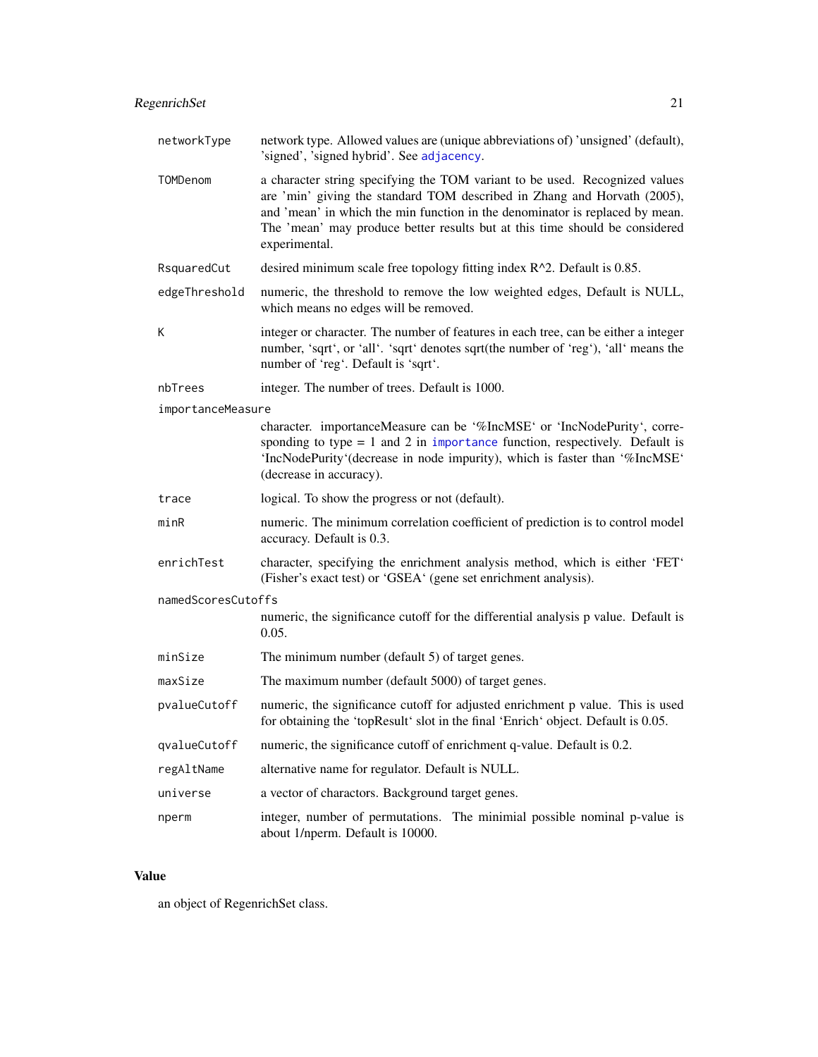| | |
|---|---|
| networkType | network type. Allowed values are (unique abbreviations of) 'unsigned' (default), 'signed', 'signed hybrid'. See adjacency. |
| TOMDenom | a character string specifying the TOM variant to be used. Recognized values are 'min' giving the standard TOM described in Zhang and Horvath (2005), and 'mean' in which the min function in the denominator is replaced by mean. The 'mean' may produce better results but at this time should be considered experimental. |
| RsquaredCut | desired minimum scale free topology fitting index R^2. Default is 0.85. |
| edgeThreshold | numeric, the threshold to remove the low weighted edges, Default is NULL, which means no edges will be removed. |
| K | integer or character. The number of features in each tree, can be either a integer number, 'sqrt', or 'all'. 'sqrt' denotes sqrt(the number of 'reg'), 'all' means the number of 'reg'. Default is 'sqrt'. |
| nbTrees | integer. The number of trees. Default is 1000. |
| importanceMeasure | character. importanceMeasure can be '%IncMSE' or 'IncNodePurity', corresponding to type = 1 and 2 in importance function, respectively. Default is 'IncNodePurity'(decrease in node impurity), which is faster than '%IncMSE' (decrease in accuracy). |
| trace | logical. To show the progress or not (default). |
| minR | numeric. The minimum correlation coefficient of prediction is to control model accuracy. Default is 0.3. |
| enrichTest | character, specifying the enrichment analysis method, which is either 'FET' (Fisher's exact test) or 'GSEA' (gene set enrichment analysis). |
| namedScoresCutoffs | numeric, the significance cutoff for the differential analysis p value. Default is 0.05. |
| minSize | The minimum number (default 5) of target genes. |
| maxSize | The maximum number (default 5000) of target genes. |
| pvalueCutoff | numeric, the significance cutoff for adjusted enrichment p value. This is used for obtaining the 'topResult' slot in the final 'Enrich' object. Default is 0.05. |
| qvalueCutoff | numeric, the significance cutoff of enrichment q-value. Default is 0.2. |
| regAltName | alternative name for regulator. Default is NULL. |
| universe | a vector of charactors. Background target genes. |
| nperm | integer, number of permutations. The minimial possible nominal p-value is about 1/nperm. Default is 10000. |

## Value

an object of RegenrichSet class.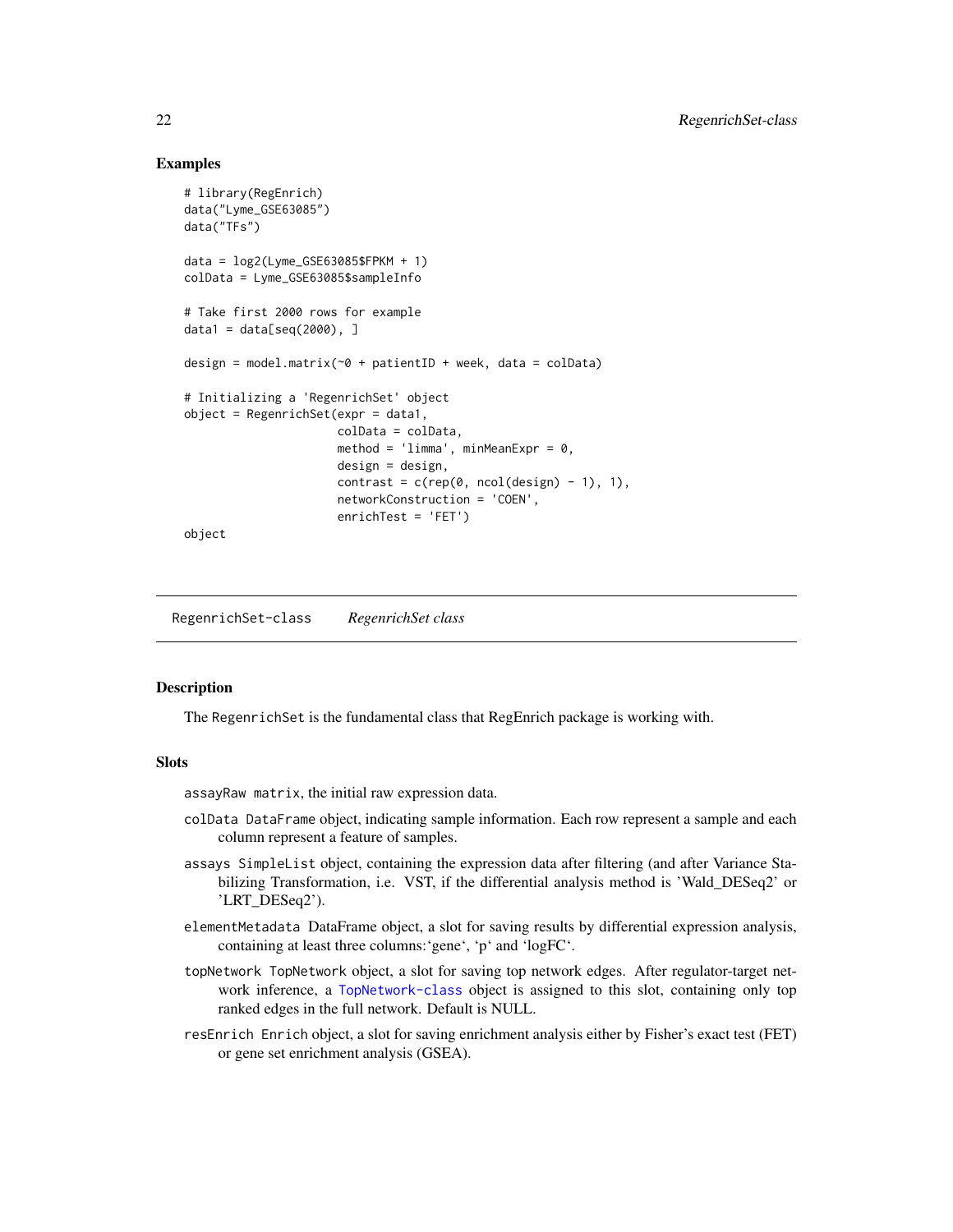## Examples

```
# library(RegEnrich)
data("Lyme_GSE63085")
data("TFs")

data = log2(Lyme_GSE63085$FPKM + 1)
colData = Lyme_GSE63085$sampleInfo

# Take first 2000 rows for example
data1 = data[seq(2000), ]

design = model.matrix(~0 + patientID + week, data = colData)

# Initializing a 'RegenrichSet' object
object = RegenrichSet(expr = data1,
                      colData = colData,
                      method = 'limma', minMeanExpr = 0,
                      design = design,
                      contrast = c(rep(0, ncol(design) - 1), 1),
                      networkConstruction = 'COEN',
                      enrichTest = 'FET')
object
```

---

`RegenrichSet-class` *RegenrichSet class*

---

## Description

The `RegenrichSet` is the fundamental class that RegEnrich package is working with.

## Slots

`assayRaw` `matrix`, the initial raw expression data.

`colData` `DataFrame` object, indicating sample information. Each row represent a sample and each column represent a feature of samples.

`assays` `SimpleList` object, containing the expression data after filtering (and after Variance Stabilizing Transformation, i.e. VST, if the differential analysis method is 'Wald_DESeq2' or 'LRT_DESeq2').

`elementMetadata` DataFrame object, a slot for saving results by differential expression analysis, containing at least three columns:'gene', 'p' and 'logFC'.

`topNetwork` `TopNetwork` object, a slot for saving top network edges. After regulator-target network inference, a `TopNetwork-class` object is assigned to this slot, containing only top ranked edges in the full network. Default is NULL.

`resEnrich` `Enrich` object, a slot for saving enrichment analysis either by Fisher's exact test (FET) or gene set enrichment analysis (GSEA).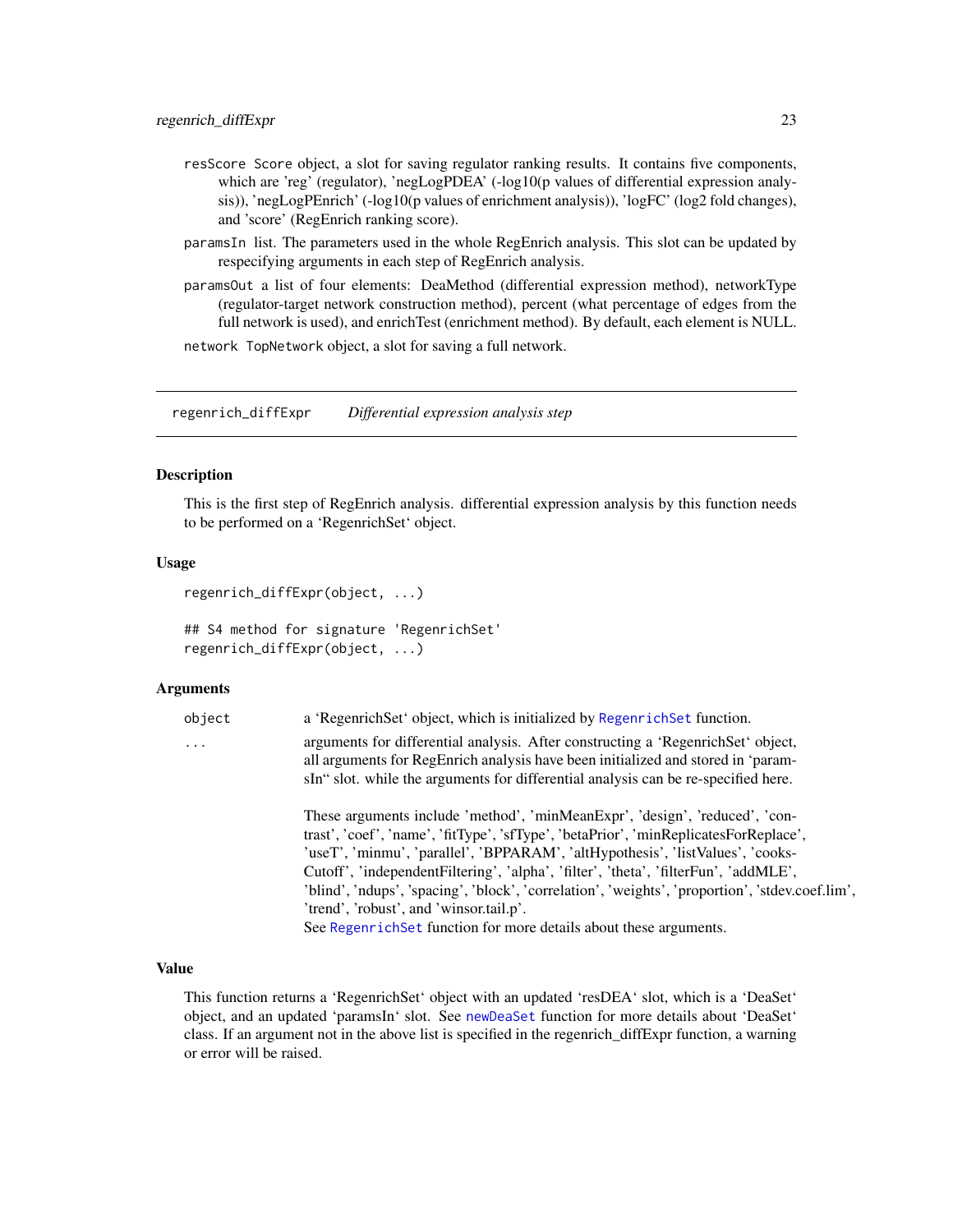resScore Score object, a slot for saving regulator ranking results. It contains five components, which are 'reg' (regulator), 'negLogPDEA' (-log10(p values of differential expression analysis)), 'negLogPEnrich' (-log10(p values of enrichment analysis)), 'logFC' (log2 fold changes), and 'score' (RegEnrich ranking score).

paramsIn list. The parameters used in the whole RegEnrich analysis. This slot can be updated by respecifying arguments in each step of RegEnrich analysis.

paramsOut a list of four elements: DeaMethod (differential expression method), networkType (regulator-target network construction method), percent (what percentage of edges from the full network is used), and enrichTest (enrichment method). By default, each element is NULL.

network TopNetwork object, a slot for saving a full network.

---

## regenrich_diffExpr *Differential expression analysis step*

### Description

This is the first step of RegEnrich analysis. differential expression analysis by this function needs to be performed on a 'RegenrichSet' object.

### Usage

```
regenrich_diffExpr(object, ...)

## S4 method for signature 'RegenrichSet'
regenrich_diffExpr(object, ...)
```

### Arguments

| | |
|---|---|
| object | a 'RegenrichSet' object, which is initialized by RegenrichSet function. |
| ... | arguments for differential analysis. After constructing a 'RegenrichSet' object, all arguments for RegEnrich analysis have been initialized and stored in 'paramsIn" slot. while the arguments for differential analysis can be re-specified here. <br><br> These arguments include 'method', 'minMeanExpr', 'design', 'reduced', 'contrast', 'coef', 'name', 'fitType', 'sfType', 'betaPrior', 'minReplicatesForReplace', 'useT', 'minmu', 'parallel', 'BPPARAM', 'altHypothesis', 'listValues', 'cooksCutoff', 'independentFiltering', 'alpha', 'filter', 'theta', 'filterFun', 'addMLE', 'blind', 'ndups', 'spacing', 'block', 'correlation', 'weights', 'proportion', 'stdev.coef.lim', 'trend', 'robust', and 'winsor.tail.p'. <br> See RegenrichSet function for more details about these arguments. |

### Value

This function returns a 'RegenrichSet' object with an updated 'resDEA' slot, which is a 'DeaSet' object, and an updated 'paramsIn' slot. See newDeaSet function for more details about 'DeaSet' class. If an argument not in the above list is specified in the regenrich_diffExpr function, a warning or error will be raised.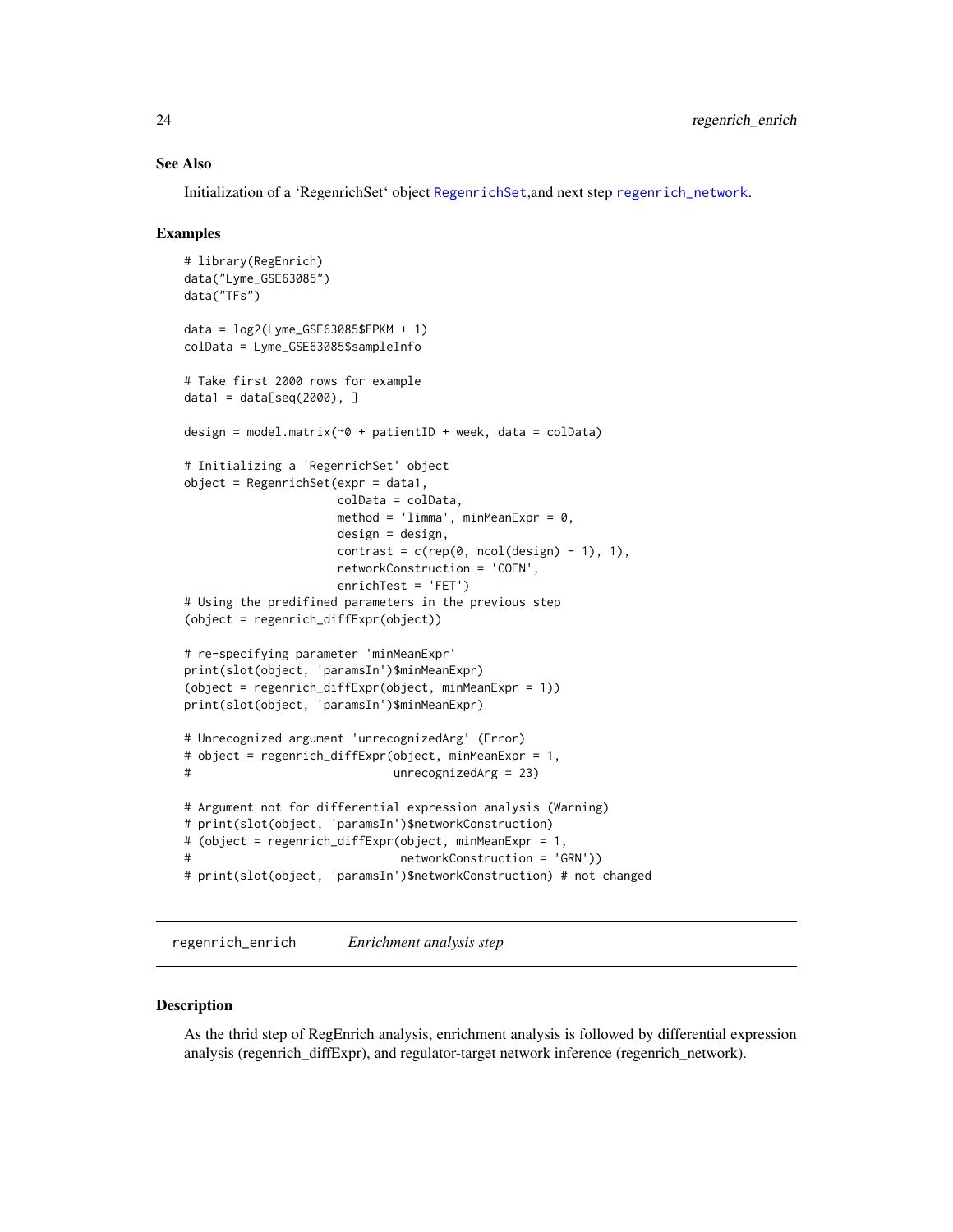## See Also

Initialization of a 'RegenrichSet' object RegenrichSet,and next step regenrich_network.

## Examples

```
# library(RegEnrich)
data("Lyme_GSE63085")
data("TFs")

data = log2(Lyme_GSE63085$FPKM + 1)
colData = Lyme_GSE63085$sampleInfo

# Take first 2000 rows for example
data1 = data[seq(2000), ]

design = model.matrix(~0 + patientID + week, data = colData)

# Initializing a 'RegenrichSet' object
object = RegenrichSet(expr = data1,
                      colData = colData,
                      method = 'limma', minMeanExpr = 0,
                      design = design,
                      contrast = c(rep(0, ncol(design) - 1), 1),
                      networkConstruction = 'COEN',
                      enrichTest = 'FET')
# Using the predifined parameters in the previous step
(object = regenrich_diffExpr(object))

# re-specifying parameter 'minMeanExpr'
print(slot(object, 'paramsIn')$minMeanExpr)
(object = regenrich_diffExpr(object, minMeanExpr = 1))
print(slot(object, 'paramsIn')$minMeanExpr)

# Unrecognized argument 'unrecognizedArg' (Error)
# object = regenrich_diffExpr(object, minMeanExpr = 1,
#                             unrecognizedArg = 23)

# Argument not for differential expression analysis (Warning)
# print(slot(object, 'paramsIn')$networkConstruction)
# (object = regenrich_diffExpr(object, minMeanExpr = 1,
#                              networkConstruction = 'GRN'))
# print(slot(object, 'paramsIn')$networkConstruction) # not changed
```

---

# regenrich_enrich — *Enrichment analysis step*

---

## Description

As the thrid step of RegEnrich analysis, enrichment analysis is followed by differential expression analysis (regenrich_diffExpr), and regulator-target network inference (regenrich_network).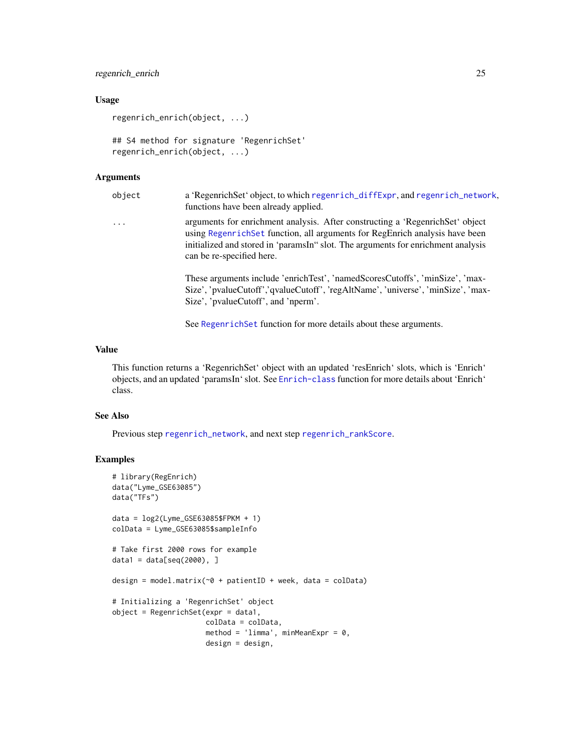## Usage

```
regenrich_enrich(object, ...)

## S4 method for signature 'RegenrichSet'
regenrich_enrich(object, ...)
```

## Arguments

`object` a 'RegenrichSet' object, to which `regenrich_diffExpr`, and `regenrich_network`, functions have been already applied.

`...` arguments for enrichment analysis. After constructing a 'RegenrichSet' object using `RegenrichSet` function, all arguments for RegEnrich analysis have been initialized and stored in 'paramsIn" slot. The arguments for enrichment analysis can be re-specified here.

These arguments include 'enrichTest', 'namedScoresCutoffs', 'minSize', 'maxSize', 'pvalueCutoff','qvalueCutoff', 'regAltName', 'universe', 'minSize', 'maxSize', 'pvalueCutoff', and 'nperm'.

See `RegenrichSet` function for more details about these arguments.

## Value

This function returns a 'RegenrichSet' object with an updated 'resEnrich' slots, which is 'Enrich' objects, and an updated 'paramsIn' slot. See `Enrich-class` function for more details about 'Enrich' class.

## See Also

Previous step `regenrich_network`, and next step `regenrich_rankScore`.

## Examples

```
# library(RegEnrich)
data("Lyme_GSE63085")
data("TFs")

data = log2(Lyme_GSE63085$FPKM + 1)
colData = Lyme_GSE63085$sampleInfo

# Take first 2000 rows for example
data1 = data[seq(2000), ]

design = model.matrix(~0 + patientID + week, data = colData)

# Initializing a 'RegenrichSet' object
object = RegenrichSet(expr = data1,
                      colData = colData,
                      method = 'limma', minMeanExpr = 0,
                      design = design,
```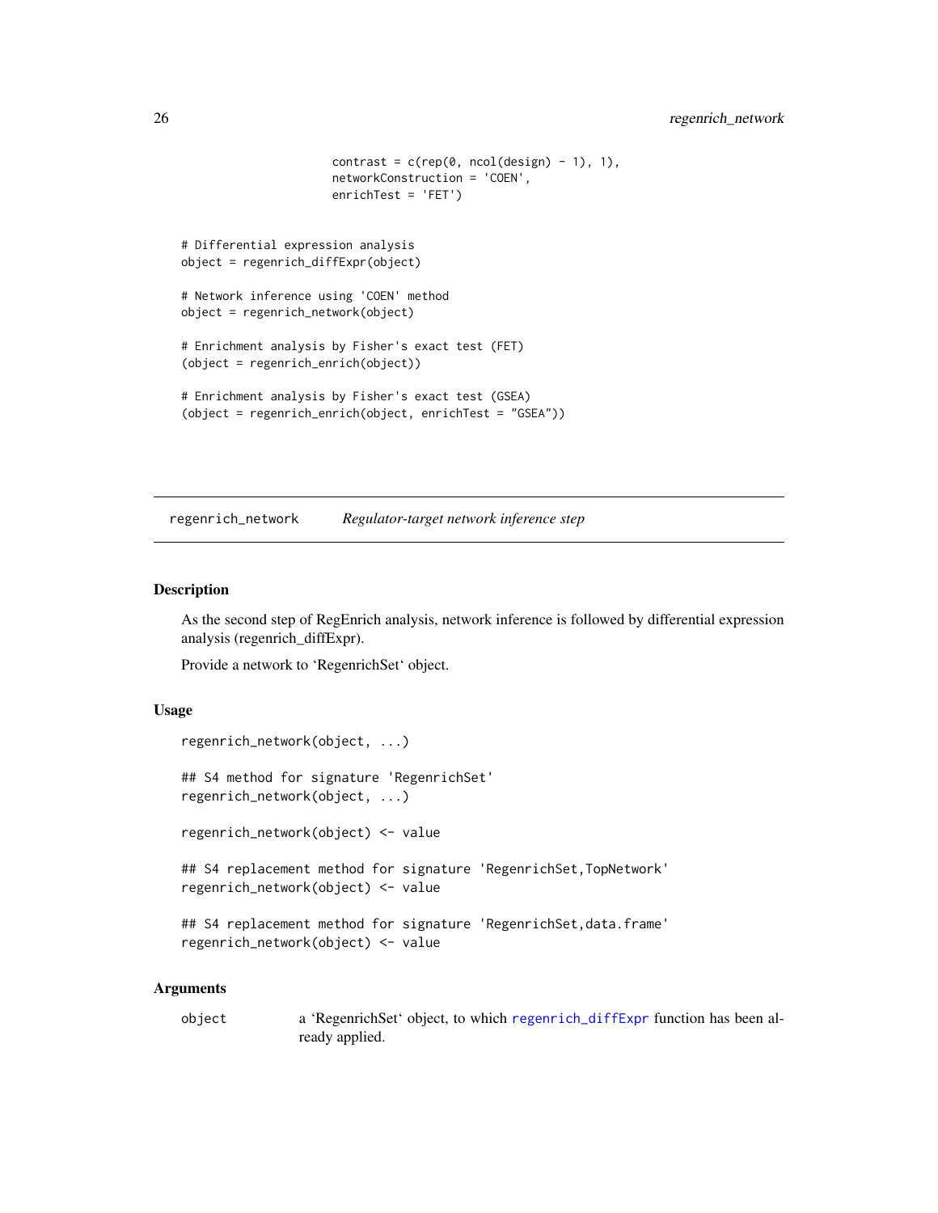```
                        contrast = c(rep(0, ncol(design) - 1), 1),
                        networkConstruction = 'COEN',
                        enrichTest = 'FET')


# Differential expression analysis
object = regenrich_diffExpr(object)

# Network inference using 'COEN' method
object = regenrich_network(object)

# Enrichment analysis by Fisher's exact test (FET)
(object = regenrich_enrich(object))

# Enrichment analysis by Fisher's exact test (GSEA)
(object = regenrich_enrich(object, enrichTest = "GSEA"))
```

---

## regenrich_network    *Regulator-target network inference step*

---

### Description

As the second step of RegEnrich analysis, network inference is followed by differential expression analysis (regenrich_diffExpr).

Provide a network to 'RegenrichSet' object.

### Usage

```
regenrich_network(object, ...)

## S4 method for signature 'RegenrichSet'
regenrich_network(object, ...)

regenrich_network(object) <- value

## S4 replacement method for signature 'RegenrichSet,TopNetwork'
regenrich_network(object) <- value

## S4 replacement method for signature 'RegenrichSet,data.frame'
regenrich_network(object) <- value
```

### Arguments

| | |
|---|---|
| `object` | a 'RegenrichSet' object, to which `regenrich_diffExpr` function has been already applied. |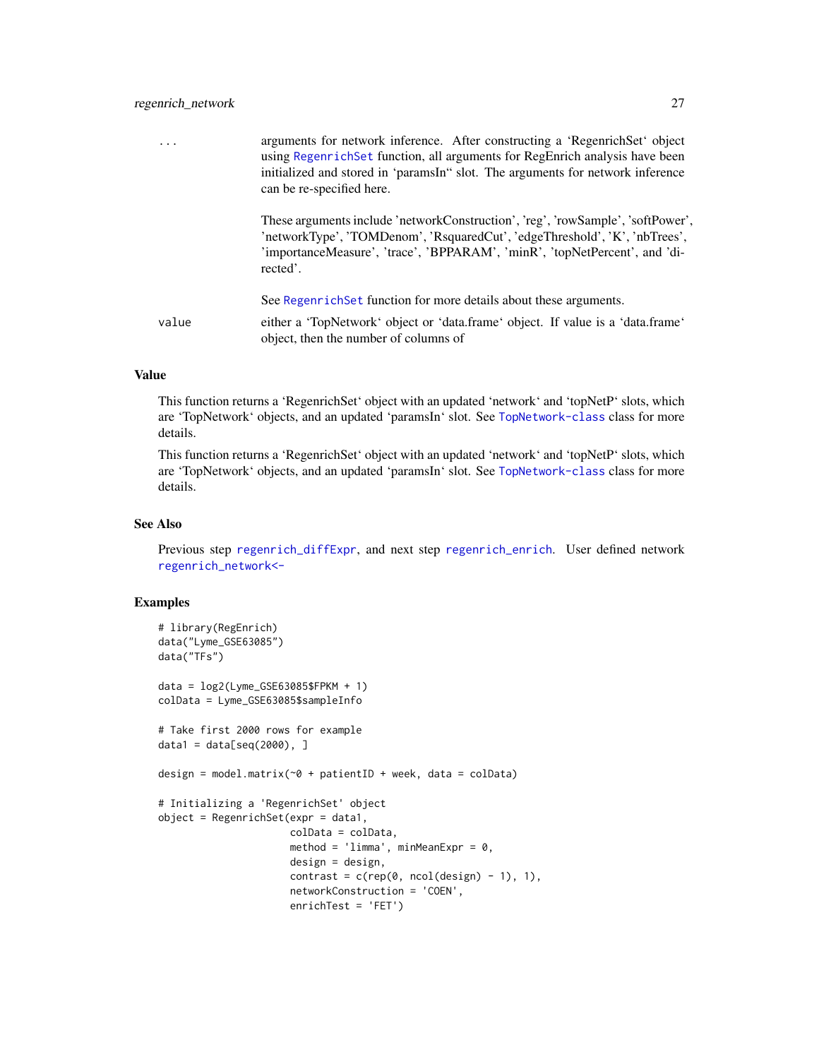| | |
|---|---|
| ... | arguments for network inference. After constructing a ‘RegenrichSet‘ object using RegenrichSet function, all arguments for RegEnrich analysis have been initialized and stored in ‘paramsIn“ slot. The arguments for network inference can be re-specified here.<br><br>These arguments include 'networkConstruction', 'reg', 'rowSample', 'softPower', 'networkType', 'TOMDenom', 'RsquaredCut', 'edgeThreshold', 'K', 'nbTrees', 'importanceMeasure', 'trace', 'BPPARAM', 'minR', 'topNetPercent', and 'directed'.<br><br>See RegenrichSet function for more details about these arguments. |
| value | either a ‘TopNetwork‘ object or ‘data.frame‘ object. If value is a ‘data.frame‘ object, then the number of columns of |

## Value

This function returns a ‘RegenrichSet‘ object with an updated ‘network‘ and ‘topNetP‘ slots, which are ‘TopNetwork‘ objects, and an updated ‘paramsIn‘ slot. See TopNetwork-class class for more details.

This function returns a ‘RegenrichSet‘ object with an updated ‘network‘ and ‘topNetP‘ slots, which are ‘TopNetwork‘ objects, and an updated ‘paramsIn‘ slot. See TopNetwork-class class for more details.

## See Also

Previous step regenrich_diffExpr, and next step regenrich_enrich. User defined network regenrich_network<-

## Examples

```
# library(RegEnrich)
data("Lyme_GSE63085")
data("TFs")

data = log2(Lyme_GSE63085$FPKM + 1)
colData = Lyme_GSE63085$sampleInfo

# Take first 2000 rows for example
data1 = data[seq(2000), ]

design = model.matrix(~0 + patientID + week, data = colData)

# Initializing a 'RegenrichSet' object
object = RegenrichSet(expr = data1,
                      colData = colData,
                      method = 'limma', minMeanExpr = 0,
                      design = design,
                      contrast = c(rep(0, ncol(design) - 1), 1),
                      networkConstruction = 'COEN',
                      enrichTest = 'FET')
```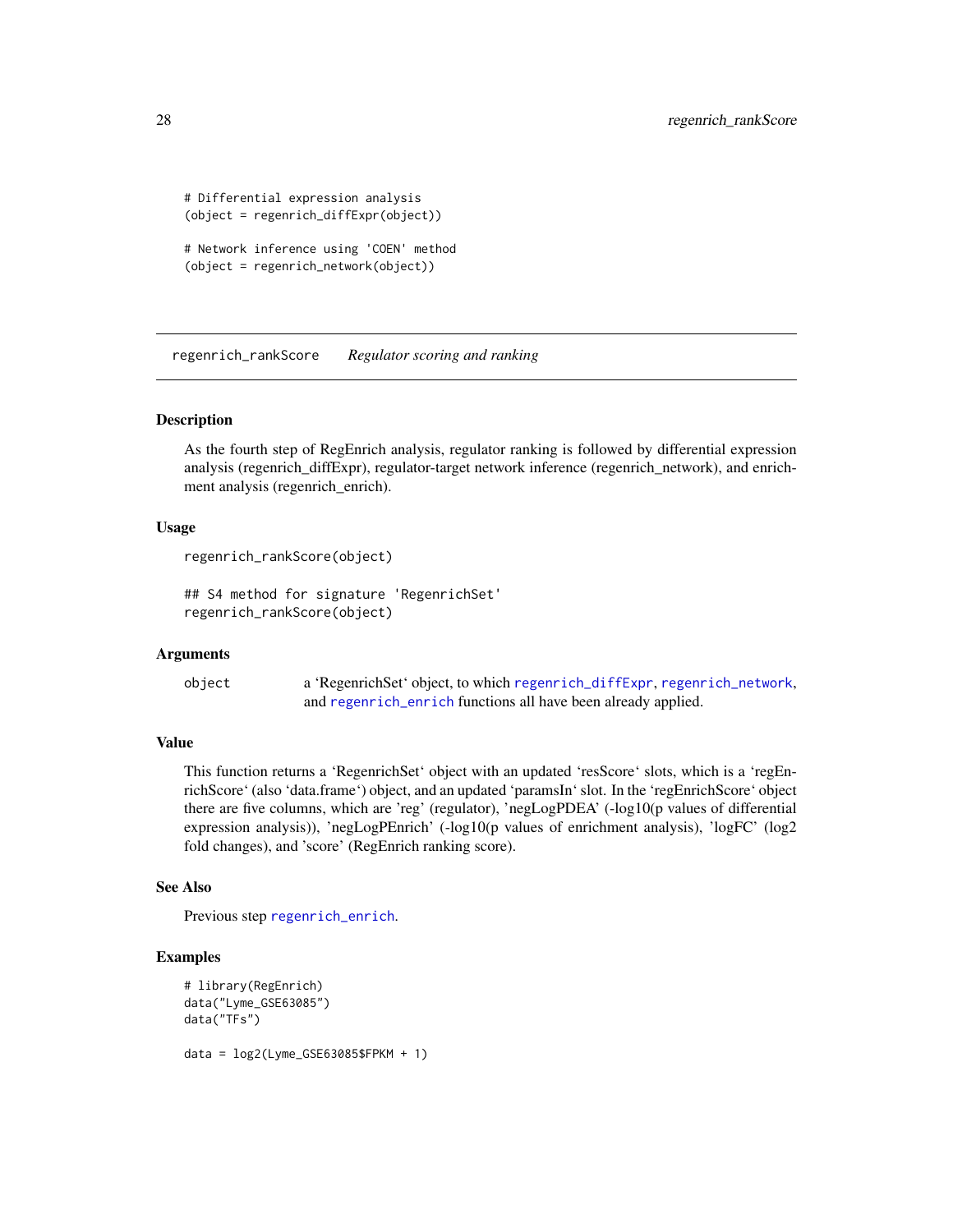```
# Differential expression analysis
(object = regenrich_diffExpr(object))

# Network inference using 'COEN' method
(object = regenrich_network(object))
```

## regenrich_rankScore *Regulator scoring and ranking*

### Description

As the fourth step of RegEnrich analysis, regulator ranking is followed by differential expression analysis (regenrich_diffExpr), regulator-target network inference (regenrich_network), and enrichment analysis (regenrich_enrich).

### Usage

```
regenrich_rankScore(object)

## S4 method for signature 'RegenrichSet'
regenrich_rankScore(object)
```

### Arguments

| | |
|---|---|
| object | a 'RegenrichSet' object, to which regenrich_diffExpr, regenrich_network, and regenrich_enrich functions all have been already applied. |

### Value

This function returns a 'RegenrichSet' object with an updated 'resScore' slots, which is a 'regEnrichScore' (also 'data.frame') object, and an updated 'paramsIn' slot. In the 'regEnrichScore' object there are five columns, which are 'reg' (regulator), 'negLogPDEA' (-log10(p values of differential expression analysis)), 'negLogPEnrich' (-log10(p values of enrichment analysis), 'logFC' (log2 fold changes), and 'score' (RegEnrich ranking score).

### See Also

Previous step regenrich_enrich.

### Examples

```
# library(RegEnrich)
data("Lyme_GSE63085")
data("TFs")

data = log2(Lyme_GSE63085$FPKM + 1)
```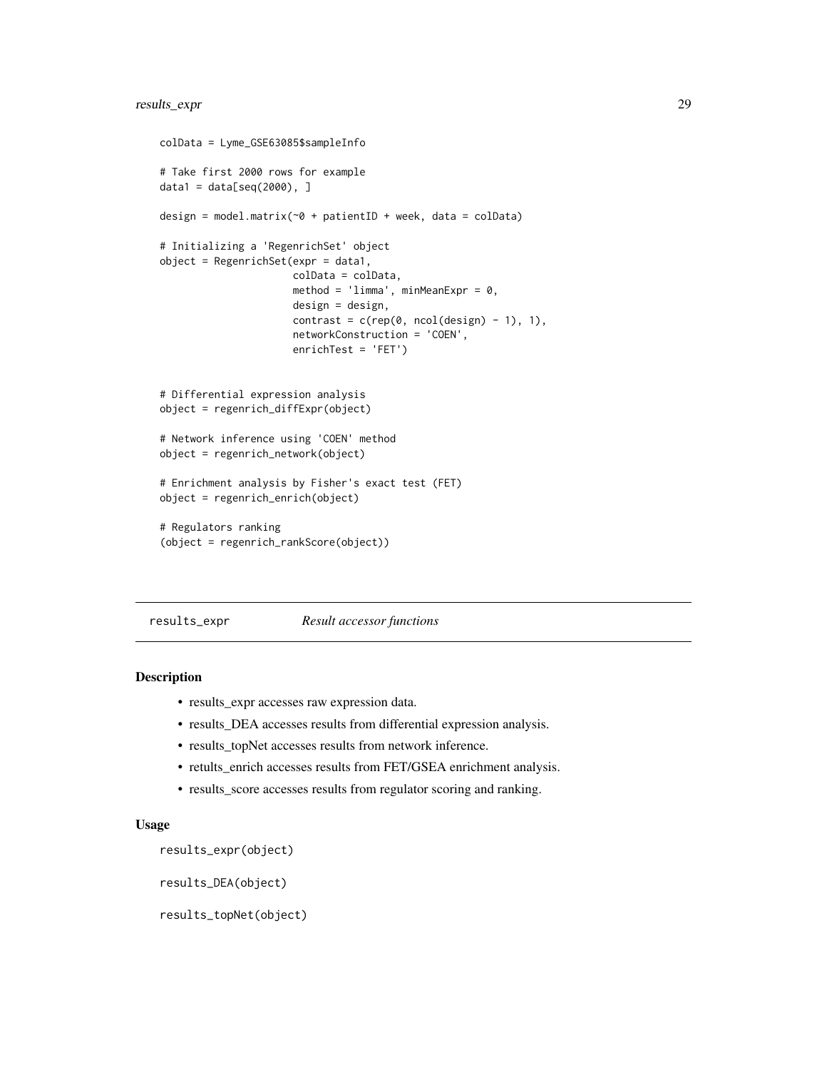```
colData = Lyme_GSE63085$sampleInfo

# Take first 2000 rows for example
data1 = data[seq(2000), ]

design = model.matrix(~0 + patientID + week, data = colData)

# Initializing a 'RegenrichSet' object
object = RegenrichSet(expr = data1,
                      colData = colData,
                      method = 'limma', minMeanExpr = 0,
                      design = design,
                      contrast = c(rep(0, ncol(design) - 1), 1),
                      networkConstruction = 'COEN',
                      enrichTest = 'FET')


# Differential expression analysis
object = regenrich_diffExpr(object)

# Network inference using 'COEN' method
object = regenrich_network(object)

# Enrichment analysis by Fisher's exact test (FET)
object = regenrich_enrich(object)

# Regulators ranking
(object = regenrich_rankScore(object))
```

---

`results_expr` *Result accessor functions*

---

## Description

- results_expr accesses raw expression data.
- results_DEA accesses results from differential expression analysis.
- results_topNet accesses results from network inference.
- retults_enrich accesses results from FET/GSEA enrichment analysis.
- results_score accesses results from regulator scoring and ranking.

## Usage

```
results_expr(object)

results_DEA(object)

results_topNet(object)
```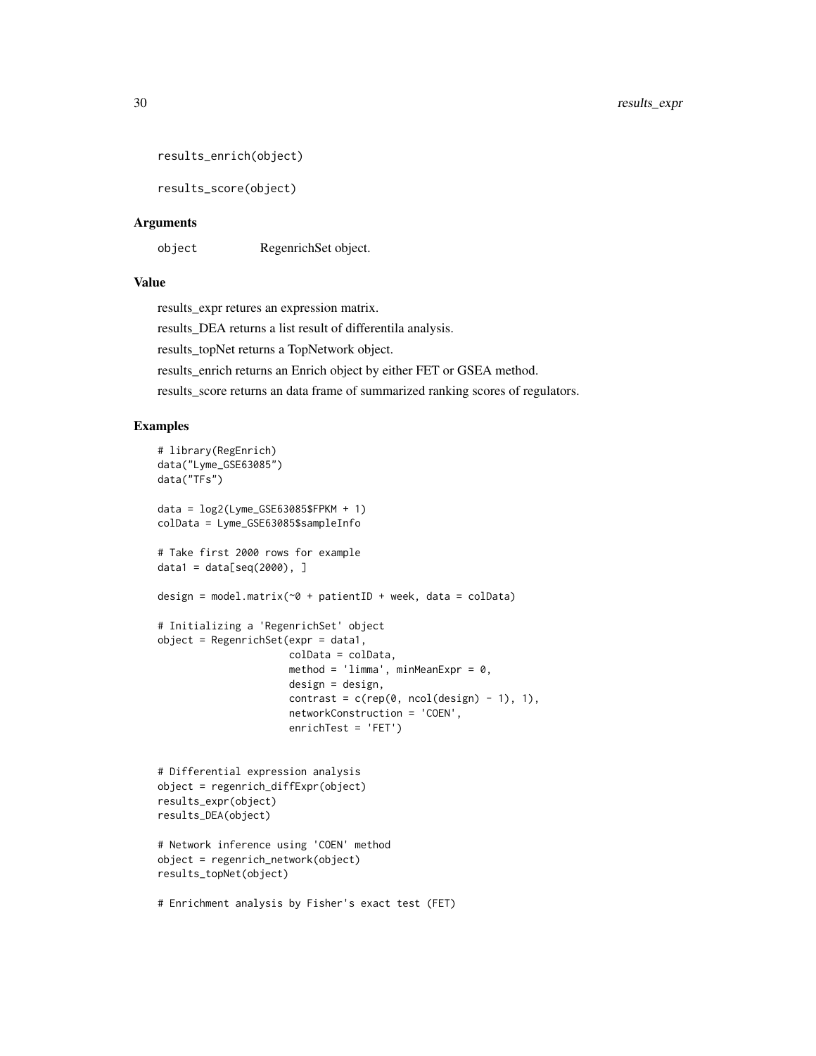```
results_enrich(object)

results_score(object)
```

### Arguments

object RegenrichSet object.

### Value

results_expr retures an expression matrix.

results_DEA returns a list result of differentila analysis.

results_topNet returns a TopNetwork object.

results_enrich returns an Enrich object by either FET or GSEA method.

results_score returns an data frame of summarized ranking scores of regulators.

### Examples

```
# library(RegEnrich)
data("Lyme_GSE63085")
data("TFs")

data = log2(Lyme_GSE63085$FPKM + 1)
colData = Lyme_GSE63085$sampleInfo

# Take first 2000 rows for example
data1 = data[seq(2000), ]

design = model.matrix(~0 + patientID + week, data = colData)

# Initializing a 'RegenrichSet' object
object = RegenrichSet(expr = data1,
                      colData = colData,
                      method = 'limma', minMeanExpr = 0,
                      design = design,
                      contrast = c(rep(0, ncol(design) - 1), 1),
                      networkConstruction = 'COEN',
                      enrichTest = 'FET')


# Differential expression analysis
object = regenrich_diffExpr(object)
results_expr(object)
results_DEA(object)

# Network inference using 'COEN' method
object = regenrich_network(object)
results_topNet(object)

# Enrichment analysis by Fisher's exact test (FET)
```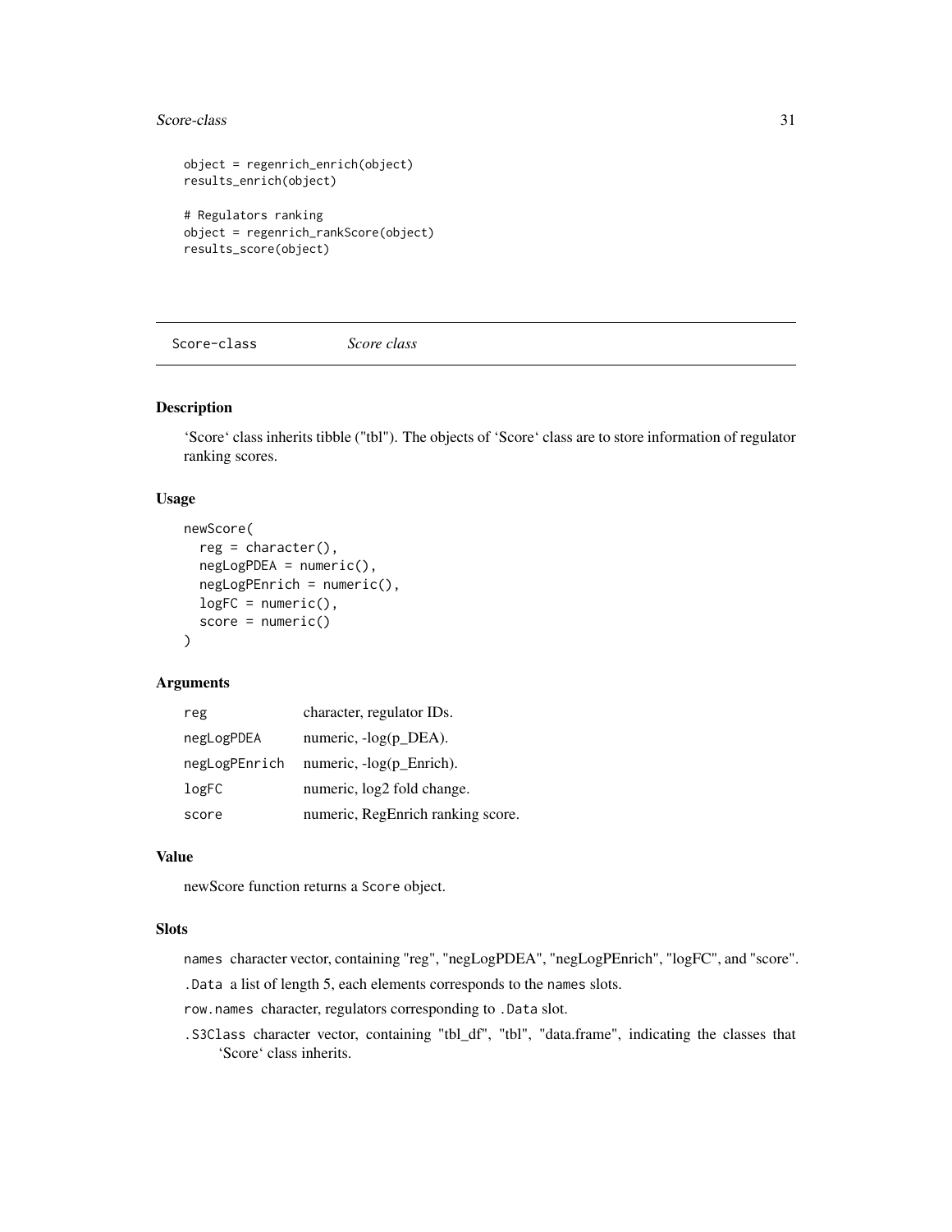```
object = regenrich_enrich(object)
results_enrich(object)

# Regulators ranking
object = regenrich_rankScore(object)
results_score(object)
```

---

## Score-class — *Score class*

### Description

'Score' class inherits tibble ("tbl"). The objects of 'Score' class are to store information of regulator ranking scores.

### Usage

```
newScore(
  reg = character(),
  negLogPDEA = numeric(),
  negLogPEnrich = numeric(),
  logFC = numeric(),
  score = numeric()
)
```

### Arguments

| | |
|---|---|
| `reg` | character, regulator IDs. |
| `negLogPDEA` | numeric, -log(p_DEA). |
| `negLogPEnrich` | numeric, -log(p_Enrich). |
| `logFC` | numeric, log2 fold change. |
| `score` | numeric, RegEnrich ranking score. |

### Value

newScore function returns a `Score` object.

### Slots

`names` character vector, containing "reg", "negLogPDEA", "negLogPEnrich", "logFC", and "score".

`.Data` a list of length 5, each elements corresponds to the `names` slots.

`row.names` character, regulators corresponding to `.Data` slot.

`.S3Class` character vector, containing "tbl_df", "tbl", "data.frame", indicating the classes that 'Score' class inherits.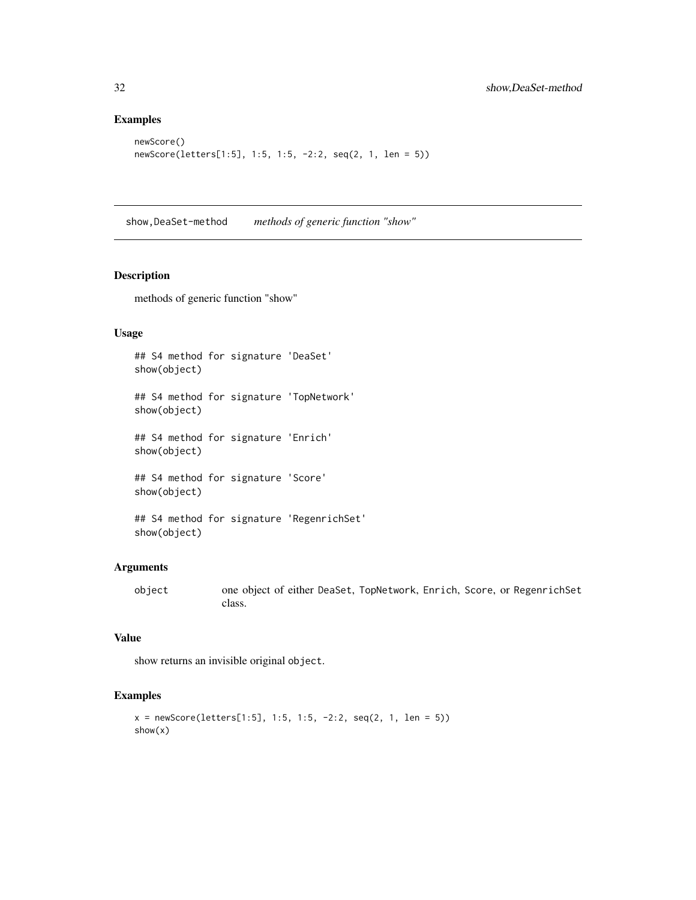## Examples

```
newScore()
newScore(letters[1:5], 1:5, 1:5, -2:2, seq(2, 1, len = 5))
```

---

# show,DeaSet-method *methods of generic function "show"*

---

## Description

methods of generic function "show"

## Usage

```
## S4 method for signature 'DeaSet'
show(object)

## S4 method for signature 'TopNetwork'
show(object)

## S4 method for signature 'Enrich'
show(object)

## S4 method for signature 'Score'
show(object)

## S4 method for signature 'RegenrichSet'
show(object)
```

## Arguments

| | |
|---|---|
| `object` | one object of either `DeaSet`, `TopNetwork`, `Enrich`, `Score`, or `RegenrichSet` class. |

## Value

show returns an invisible original `object`.

## Examples

```
x = newScore(letters[1:5], 1:5, 1:5, -2:2, seq(2, 1, len = 5))
show(x)
```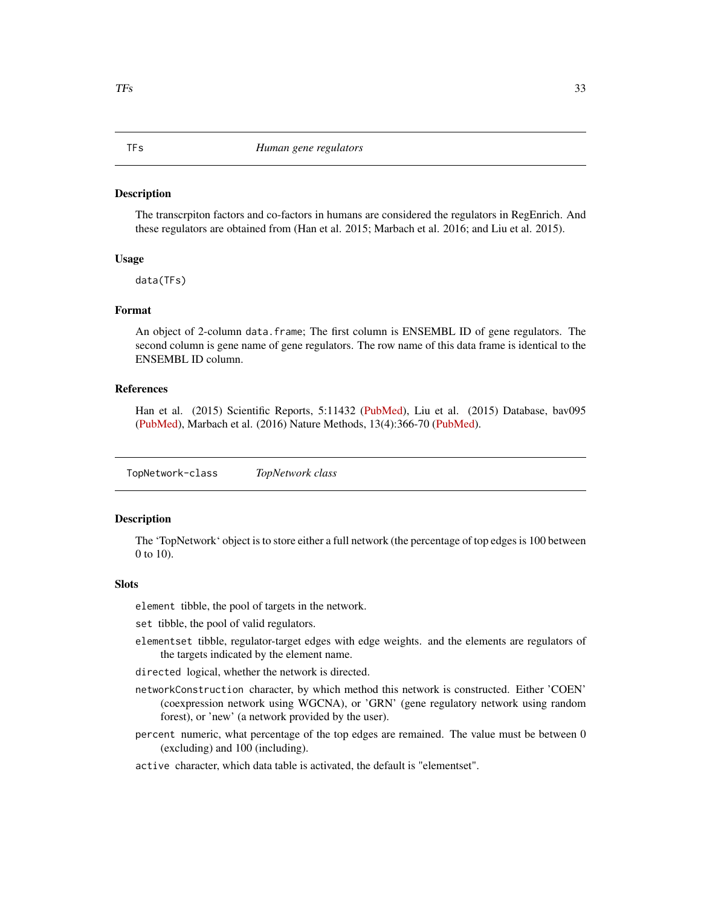## TFs — *Human gene regulators*

### Description

The transcrpiton factors and co-factors in humans are considered the regulators in RegEnrich. And these regulators are obtained from (Han et al. 2015; Marbach et al. 2016; and Liu et al. 2015).

### Usage

```
data(TFs)
```

### Format

An object of 2-column `data.frame`; The first column is ENSEMBL ID of gene regulators. The second column is gene name of gene regulators. The row name of this data frame is identical to the ENSEMBL ID column.

### References

Han et al. (2015) Scientific Reports, 5:11432 (PubMed), Liu et al. (2015) Database, bav095 (PubMed), Marbach et al. (2016) Nature Methods, 13(4):366-70 (PubMed).

## TopNetwork-class — *TopNetwork class*

### Description

The 'TopNetwork' object is to store either a full network (the percentage of top edges is 100 between 0 to 10).

### Slots

- `element` tibble, the pool of targets in the network.
- `set` tibble, the pool of valid regulators.
- `elementset` tibble, regulator-target edges with edge weights. and the elements are regulators of the targets indicated by the element name.
- `directed` logical, whether the network is directed.
- `networkConstruction` character, by which method this network is constructed. Either 'COEN' (coexpression network using WGCNA), or 'GRN' (gene regulatory network using random forest), or 'new' (a network provided by the user).
- `percent` numeric, what percentage of the top edges are remained. The value must be between 0 (excluding) and 100 (including).
- `active` character, which data table is activated, the default is "elementset".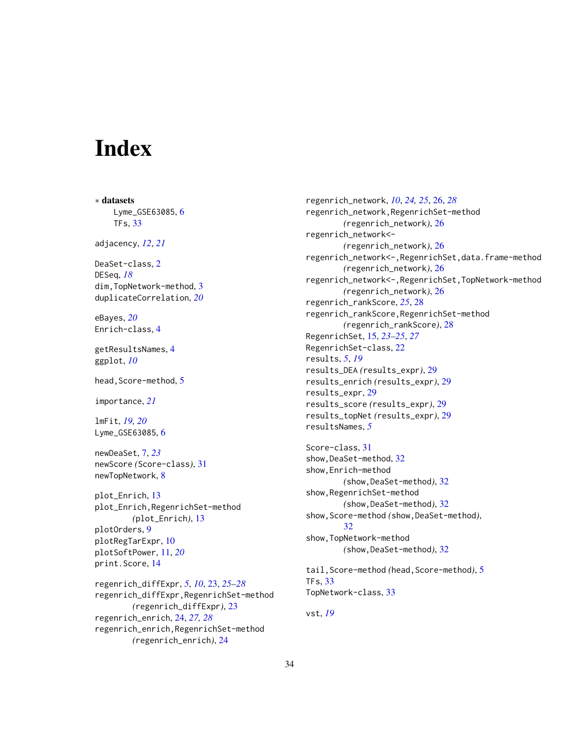# Index

∗ **datasets**
  Lyme_GSE63085, 6
  TFs, 33

adjacency, *12*, *21*

DeaSet-class, 2
DESeq, *18*
dim,TopNetwork-method, 3
duplicateCorrelation, *20*

eBayes, *20*
Enrich-class, 4

getResultsNames, 4
ggplot, *10*

head,Score-method, 5

importance, *21*

lmFit, *19, 20*
Lyme_GSE63085, 6

newDeaSet, 7, *23*
newScore *(*Score-class*)*, 31
newTopNetwork, 8

plot_Enrich, 13
plot_Enrich,RegenrichSet-method *(*plot_Enrich*)*, 13
plotOrders, 9
plotRegTarExpr, 10
plotSoftPower, 11, *20*
print.Score, 14

regenrich_diffExpr, *5*, *10*, 23, *25–28*
regenrich_diffExpr,RegenrichSet-method *(*regenrich_diffExpr*)*, 23
regenrich_enrich, 24, *27, 28*
regenrich_enrich,RegenrichSet-method *(*regenrich_enrich*)*, 24
regenrich_network, *10*, *24, 25*, 26, *28*
regenrich_network,RegenrichSet-method *(*regenrich_network*)*, 26
regenrich_network<- *(*regenrich_network*)*, 26
regenrich_network<-,RegenrichSet,data.frame-method *(*regenrich_network*)*, 26
regenrich_network<-,RegenrichSet,TopNetwork-method *(*regenrich_network*)*, 26
regenrich_rankScore, *25*, 28
regenrich_rankScore,RegenrichSet-method *(*regenrich_rankScore*)*, 28
RegenrichSet, 15, *23–25*, *27*
RegenrichSet-class, 22
results, *5*, *19*
results_DEA *(*results_expr*)*, 29
results_enrich *(*results_expr*)*, 29
results_expr, 29
results_score *(*results_expr*)*, 29
results_topNet *(*results_expr*)*, 29
resultsNames, *5*

Score-class, 31
show,DeaSet-method, 32
show,Enrich-method *(*show,DeaSet-method*)*, 32
show,RegenrichSet-method *(*show,DeaSet-method*)*, 32
show,Score-method *(*show,DeaSet-method*)*, 32
show,TopNetwork-method *(*show,DeaSet-method*)*, 32

tail,Score-method *(*head,Score-method*)*, 5
TFs, 33
TopNetwork-class, 33

vst, *19*